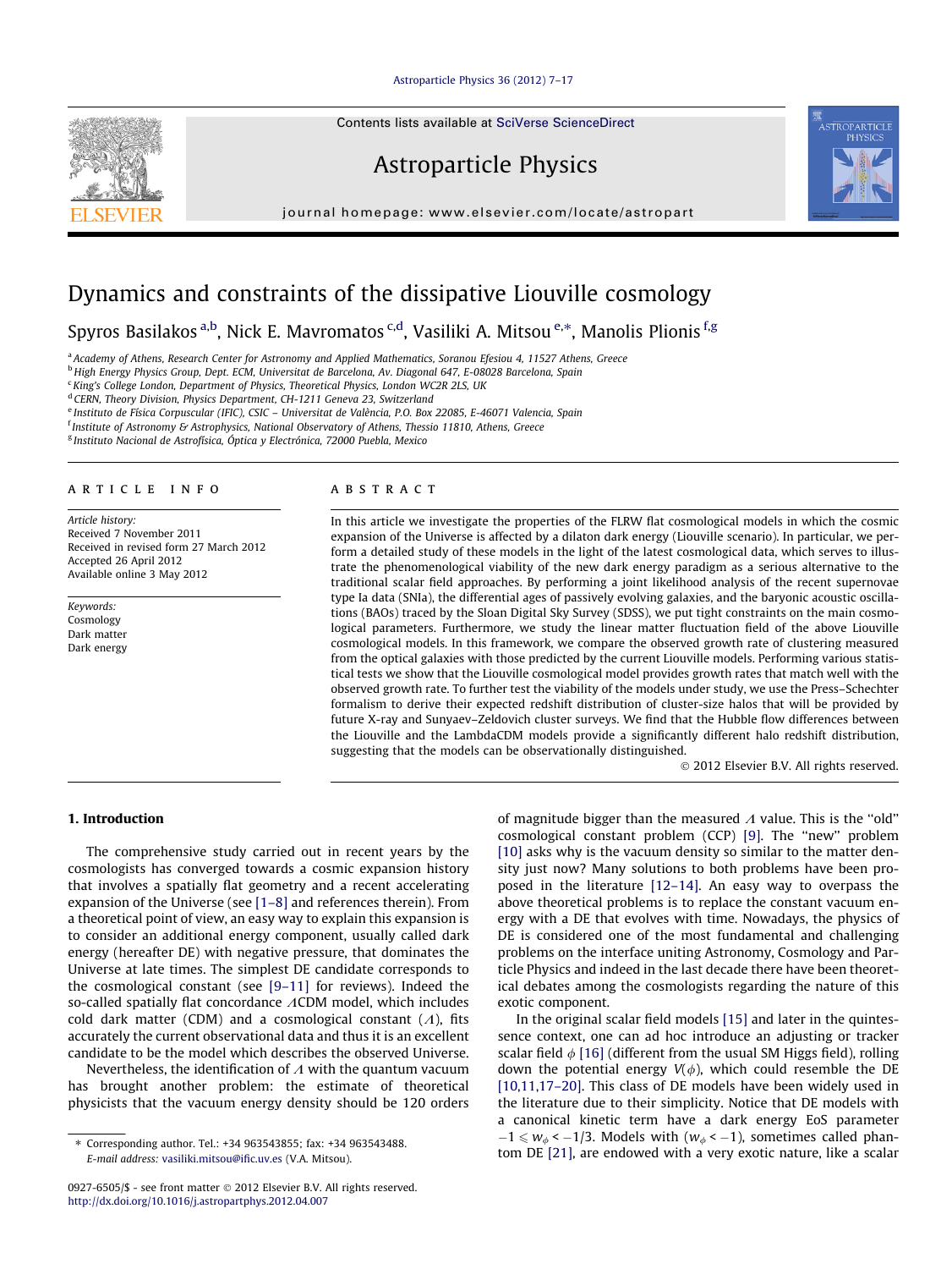# Dynamics and constraints of the dissipative Liouville cosmology

Spyros Basilakos [a,b], Nick E. Mavromatos [c,d], Vasiliki A. Mitsou [e,*], Manolis Plionis [f,g]

[a] Academy of Athens, Research Center for Astronomy and Applied Mathematics, Soranou Efesiou 4, 11527 Athens, Greece
[b] High Energy Physics Group, Dept. ECM, Universitat de Barcelona, Av. Diagonal 647, E-08028 Barcelona, Spain
[c] King's College London, Department of Physics, Theoretical Physics, London WC2R 2LS, UK
[d] CERN, Theory Division, Physics Department, CH-1211 Geneva 23, Switzerland
[e] Instituto de Física Corpuscular (IFIC), CSIC – Universitat de València, P.O. Box 22085, E-46071 Valencia, Spain
[f] Institute of Astronomy & Astrophysics, National Observatory of Athens, Thessio 11810, Athens, Greece
[g] Instituto Nacional de Astrofísica, Óptica y Electrónica, 72000 Puebla, Mexico

**ARTICLE INFO**

*Article history:*
Received 7 November 2011
Received in revised form 27 March 2012
Accepted 26 April 2012
Available online 3 May 2012

*Keywords:*
Cosmology
Dark matter
Dark energy

**ABSTRACT**

In this article we investigate the properties of the FLRW flat cosmological models in which the cosmic expansion of the Universe is affected by a dilaton dark energy (Liouville scenario). In particular, we perform a detailed study of these models in the light of the latest cosmological data, which serves to illustrate the phenomenological viability of the new dark energy paradigm as a serious alternative to the traditional scalar field approaches. By performing a joint likelihood analysis of the recent supernovae type Ia data (SNIa), the differential ages of passively evolving galaxies, and the baryonic acoustic oscillations (BAOs) traced by the Sloan Digital Sky Survey (SDSS), we put tight constraints on the main cosmological parameters. Furthermore, we study the linear matter fluctuation field of the above Liouville cosmological models. In this framework, we compare the observed growth rate of clustering measured from the optical galaxies with those predicted by the current Liouville models. Performing various statistical tests we show that the Liouville cosmological model provides growth rates that match well with the observed growth rate. To further test the viability of the models under study, we use the Press–Schechter formalism to derive their expected redshift distribution of cluster-size halos that will be provided by future X-ray and Sunyaev–Zeldovich cluster surveys. We find that the Hubble flow differences between the Liouville and the LambdaCDM models provide a significantly different halo redshift distribution, suggesting that the models can be observationally distinguished.

© 2012 Elsevier B.V. All rights reserved.

## 1. Introduction

The comprehensive study carried out in recent years by the cosmologists has converged towards a cosmic expansion history that involves a spatially flat geometry and a recent accelerating expansion of the Universe (see [1–8] and references therein). From a theoretical point of view, an easy way to explain this expansion is to consider an additional energy component, usually called dark energy (hereafter DE) with negative pressure, that dominates the Universe at late times. The simplest DE candidate corresponds to the cosmological constant (see [9–11] for reviews). Indeed the so-called spatially flat concordance $\Lambda$CDM model, which includes cold dark matter (CDM) and a cosmological constant ($\Lambda$), fits accurately the current observational data and thus it is an excellent candidate to be the model which describes the observed Universe.

Nevertheless, the identification of $\Lambda$ with the quantum vacuum has brought another problem: the estimate of theoretical physicists that the vacuum energy density should be 120 orders of magnitude bigger than the measured $\Lambda$ value. This is the "old" cosmological constant problem (CCP) [9]. The "new" problem [10] asks why is the vacuum density so similar to the matter density just now? Many solutions to both problems have been proposed in the literature [12–14]. An easy way to overpass the above theoretical problems is to replace the constant vacuum energy with a DE that evolves with time. Nowadays, the physics of DE is considered one of the most fundamental and challenging problems on the interface uniting Astronomy, Cosmology and Particle Physics and indeed in the last decade there have been theoretical debates among the cosmologists regarding the nature of this exotic component.

In the original scalar field models [15] and later in the quintessence context, one can ad hoc introduce an adjusting or tracker scalar field $\phi$ [16] (different from the usual SM Higgs field), rolling down the potential energy $V(\phi)$, which could resemble the DE [10,11,17–20]. This class of DE models have been widely used in the literature due to their simplicity. Notice that DE models with a canonical kinetic term have a dark energy EoS parameter $-1 \leqslant w_{\phi} < -1/3$. Models with ($w_{\phi} < -1$), sometimes called phantom DE [21], are endowed with a very exotic nature, like a scalar

* Corresponding author. Tel.: +34 963543855; fax: +34 963543488.
E-mail address: vasiliki.mitsou@ific.uv.es (V.A. Mitsou).

0927-6505/$ - see front matter © 2012 Elsevier B.V. All rights reserved.
http://dx.doi.org/10.1016/j.astropartphys.2012.04.007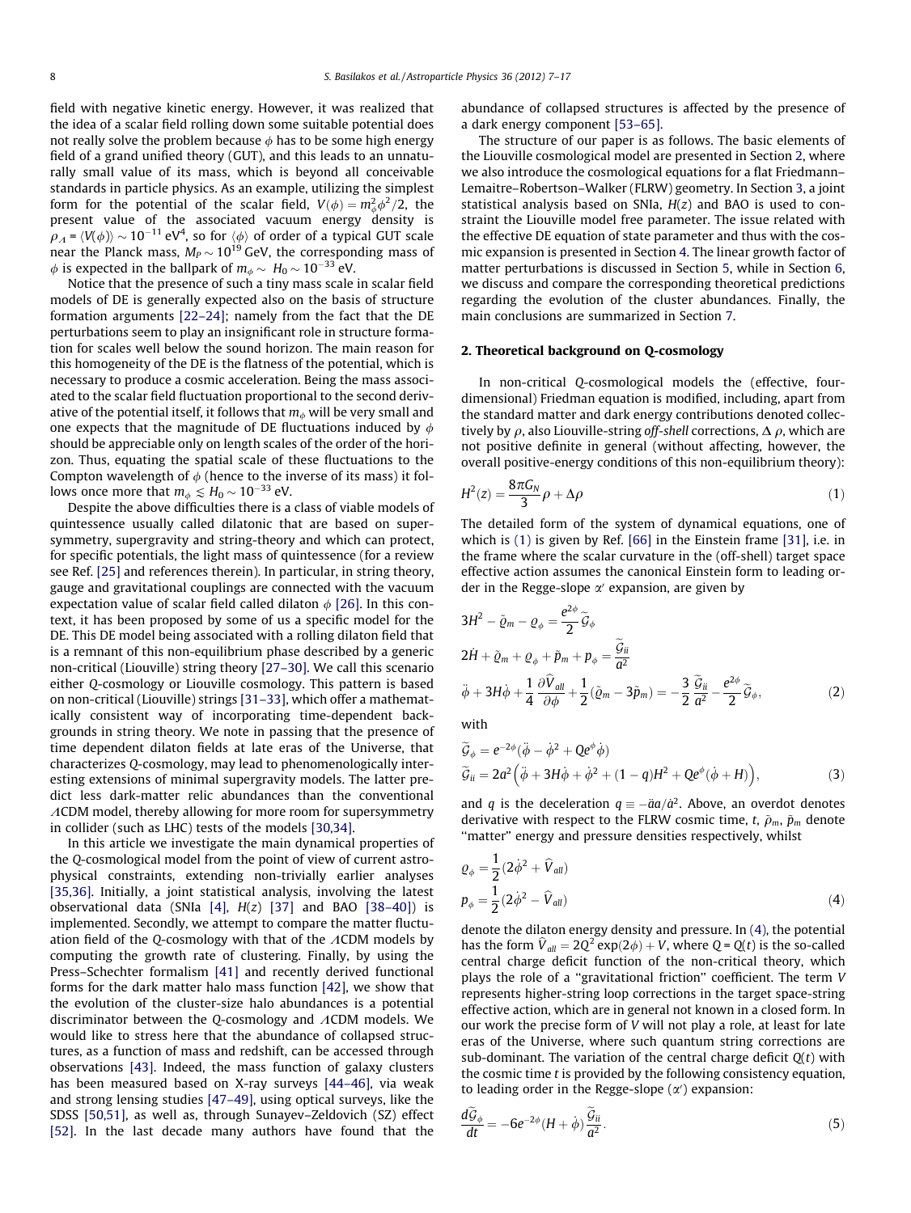field with negative kinetic energy. However, it was realized that the idea of a scalar field rolling down some suitable potential does not really solve the problem because $\phi$ has to be some high energy field of a grand unified theory (GUT), and this leads to an unnaturally small value of its mass, which is beyond all conceivable standards in particle physics. As an example, utilizing the simplest form for the potential of the scalar field, $V(\phi) = m_\phi^2\phi^2/2$, the present value of the associated vacuum energy density is $\rho_\Lambda = \langle V(\phi)\rangle \sim 10^{-11}$ eV$^4$, so for $\langle\phi\rangle$ of order of a typical GUT scale near the Planck mass, $M_P \sim 10^{19}$ GeV, the corresponding mass of $\phi$ is expected in the ballpark of $m_\phi \sim H_0 \sim 10^{-33}$ eV.

Notice that the presence of such a tiny mass scale in scalar field models of DE is generally expected also on the basis of structure formation arguments [22–24]; namely from the fact that the DE perturbations seem to play an insignificant role in structure formation for scales well below the sound horizon. The main reason for this homogeneity of the DE is the flatness of the potential, which is necessary to produce a cosmic acceleration. Being the mass associated to the scalar field fluctuation proportional to the second derivative of the potential itself, it follows that $m_\phi$ will be very small and one expects that the magnitude of DE fluctuations induced by $\phi$ should be appreciable only on length scales of the order of the horizon. Thus, equating the spatial scale of these fluctuations to the Compton wavelength of $\phi$ (hence to the inverse of its mass) it follows once more that $m_\phi \lesssim H_0 \sim 10^{-33}$ eV.

Despite the above difficulties there is a class of viable models of quintessence usually called dilatonic that are based on supersymmetry, supergravity and string-theory and which can protect, for specific potentials, the light mass of quintessence (for a review see Ref. [25] and references therein). In particular, in string theory, gauge and gravitational couplings are connected with the vacuum expectation value of scalar field called dilaton $\phi$ [26]. In this context, it has been proposed by some of us a specific model for the DE. This DE model being associated with a rolling dilaton field that is a remnant of this non-equilibrium phase described by a generic non-critical (Liouville) string theory [27–30]. We call this scenario either Q-cosmology or Liouville cosmology. This pattern is based on non-critical (Liouville) strings [31–33], which offer a mathematically consistent way of incorporating time-dependent backgrounds in string theory. We note in passing that the presence of time dependent dilaton fields at late eras of the Universe, that characterizes Q-cosmology, may lead to phenomenologically interesting extensions of minimal supergravity models. The latter predict less dark-matter relic abundances than the conventional $\Lambda$CDM model, thereby allowing for more room for supersymmetry in collider (such as LHC) tests of the models [30,34].

In this article we investigate the main dynamical properties of the Q-cosmological model from the point of view of current astrophysical constraints, extending non-trivially earlier analyses [35,36]. Initially, a joint statistical analysis, involving the latest observational data (SNIa [4], $H(z)$ [37] and BAO [38–40]) is implemented. Secondly, we attempt to compare the matter fluctuation field of the Q-cosmology with that of the $\Lambda$CDM models by computing the growth rate of clustering. Finally, by using the Press–Schechter formalism [41] and recently derived functional forms for the dark matter halo mass function [42], we show that the evolution of the cluster-size halo abundances is a potential discriminator between the Q-cosmology and $\Lambda$CDM models. We would like to stress here that the abundance of collapsed structures, as a function of mass and redshift, can be accessed through observations [43]. Indeed, the mass function of galaxy clusters has been measured based on X-ray surveys [44–46], via weak and strong lensing studies [47–49], using optical surveys, like the SDSS [50,51], as well as, through Sunayev–Zeldovich (SZ) effect [52]. In the last decade many authors have found that the abundance of collapsed structures is affected by the presence of a dark energy component [53–65].

The structure of our paper is as follows. The basic elements of the Liouville cosmological model are presented in Section 2, where we also introduce the cosmological equations for a flat Friedmann–Lemaitre–Robertson–Walker (FLRW) geometry. In Section 3, a joint statistical analysis based on SNIa, $H(z)$ and BAO is used to constraint the Liouville model free parameter. The issue related with the effective DE equation of state parameter and thus with the cosmic expansion is presented in Section 4. The linear growth factor of matter perturbations is discussed in Section 5, while in Section 6, we discuss and compare the corresponding theoretical predictions regarding the evolution of the cluster abundances. Finally, the main conclusions are summarized in Section 7.

## 2. Theoretical background on Q-cosmology

In non-critical Q-cosmological models the (effective, four-dimensional) Friedman equation is modified, including, apart from the standard matter and dark energy contributions denoted collectively by $\rho$, also Liouville-string *off-shell* corrections, $\Delta\rho$, which are not positive definite in general (without affecting, however, the overall positive-energy conditions of this non-equilibrium theory):

$$H^2(z) = \frac{8\pi G_N}{3}\rho + \Delta\rho \tag{1}$$

The detailed form of the system of dynamical equations, one of which is (1) is given by Ref. [66] in the Einstein frame [31], i.e. in the frame where the scalar curvature in the (off-shell) target space effective action assumes the canonical Einstein form to leading order in the Regge-slope $\alpha'$ expansion, are given by

$$\begin{aligned}
&3H^2 - \tilde{\varrho}_m - \varrho_\phi = \frac{e^{2\phi}}{2}\widetilde{\mathcal{G}}_\phi \\
&2\dot{H} + \tilde{\varrho}_m + \varrho_\phi + \tilde{p}_m + p_\phi = \frac{\widetilde{\mathcal{G}}_{ii}}{a^2} \\
&\ddot{\phi} + 3H\dot{\phi} + \frac{1}{4}\frac{\partial \widehat{V}_{all}}{\partial\phi} + \frac{1}{2}(\tilde{\varrho}_m - 3\tilde{p}_m) = -\frac{3}{2}\frac{\widetilde{\mathcal{G}}_{ii}}{a^2} - \frac{e^{2\phi}}{2}\widetilde{\mathcal{G}}_\phi,
\end{aligned} \tag{2}$$

with

$$\begin{aligned}
&\widetilde{\mathcal{G}}_\phi = e^{-2\phi}(\ddot{\phi} - \dot{\phi}^2 + Qe^{\phi}\dot{\phi}) \\
&\widetilde{\mathcal{G}}_{ii} = 2a^2\Big(\ddot{\phi} + 3H\dot{\phi} + \dot{\phi}^2 + (1-q)H^2 + Qe^{\phi}(\dot{\phi} + H)\Big),
\end{aligned} \tag{3}$$

and $q$ is the deceleration $q \equiv -\ddot{a}a/\dot{a}^2$. Above, an overdot denotes derivative with respect to the FLRW cosmic time, $t$, $\tilde{\rho}_m$, $\tilde{p}_m$ denote "matter" energy and pressure densities respectively, whilst

$$\begin{aligned}
&\varrho_\phi = \frac{1}{2}(2\dot{\phi}^2 + \widehat{V}_{all}) \\
&p_\phi = \frac{1}{2}(2\dot{\phi}^2 - \widehat{V}_{all})
\end{aligned} \tag{4}$$

denote the dilaton energy density and pressure. In (4), the potential has the form $\widehat{V}_{all} = 2Q^2\exp(2\phi) + V$, where $Q = Q(t)$ is the so-called central charge deficit function of the non-critical theory, which plays the role of a "gravitational friction" coefficient. The term $V$ represents higher-string loop corrections in the target space-string effective action, which are in general not known in a closed form. In our work the precise form of $V$ will not play a role, at least for late eras of the Universe, where such quantum string corrections are sub-dominant. The variation of the central charge deficit $Q(t)$ with the cosmic time $t$ is provided by the following consistency equation, to leading order in the Regge-slope ($\alpha'$) expansion:

$$\frac{d\widetilde{\mathcal{G}}_\phi}{dt} = -6e^{-2\phi}(H + \dot{\phi})\frac{\widetilde{\mathcal{G}}_{ii}}{a^2}. \tag{5}$$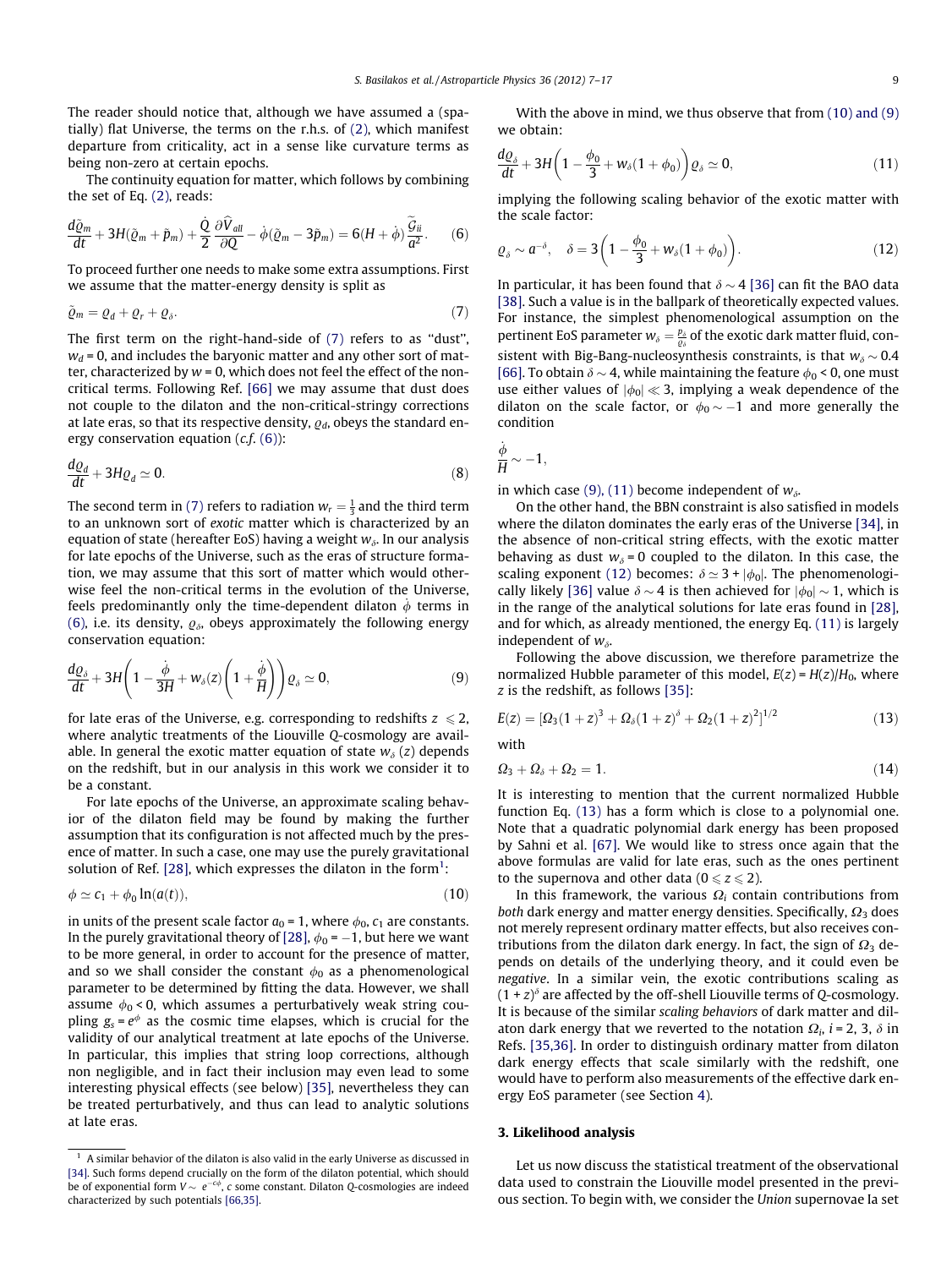The reader should notice that, although we have assumed a (spatially) flat Universe, the terms on the r.h.s. of (2), which manifest departure from criticality, act in a sense like curvature terms as being non-zero at certain epochs.

The continuity equation for matter, which follows by combining the set of Eq. (2), reads:

$$\frac{d\tilde{\varrho}_m}{dt} + 3H(\tilde{\varrho}_m + \tilde{p}_m) + \frac{\dot{Q}}{2}\frac{\partial \widehat{V}_{all}}{\partial Q} - \dot{\phi}(\tilde{\varrho}_m - 3\tilde{p}_m) = 6(H + \dot{\phi})\frac{\widetilde{\mathcal{G}}_{ii}}{a^2}. \quad (6)$$

To proceed further one needs to make some extra assumptions. First we assume that the matter-energy density is split as

$$\tilde{\varrho}_m = \varrho_d + \varrho_r + \varrho_\delta. \quad (7)$$

The first term on the right-hand-side of (7) refers to as "dust", $w_d = 0$, and includes the baryonic matter and any other sort of matter, characterized by $w = 0$, which does not feel the effect of the non-critical terms. Following Ref. [66] we may assume that dust does not couple to the dilaton and the non-critical-stringy corrections at late eras, so that its respective density, $\varrho_d$, obeys the standard energy conservation equation (*c.f.* (6)):

$$\frac{d\varrho_d}{dt} + 3H\varrho_d \simeq 0. \quad (8)$$

The second term in (7) refers to radiation $w_r = \frac{1}{3}$ and the third term to an unknown sort of *exotic* matter which is characterized by an equation of state (hereafter EoS) having a weight $w_\delta$. In our analysis for late epochs of the Universe, such as the eras of structure formation, we may assume that this sort of matter which would otherwise feel the non-critical terms in the evolution of the Universe, feels predominantly only the time-dependent dilaton $\dot{\phi}$ terms in (6), i.e. its density, $\varrho_\delta$, obeys approximately the following energy conservation equation:

$$\frac{d\varrho_\delta}{dt} + 3H\left(1 - \frac{\dot{\phi}}{3H} + w_\delta(z)\left(1 + \frac{\dot{\phi}}{H}\right)\right)\varrho_\delta \simeq 0, \quad (9)$$

for late eras of the Universe, e.g. corresponding to redshifts $z \leqslant 2$, where analytic treatments of the Liouville *Q*-cosmology are available. In general the exotic matter equation of state $w_\delta(z)$ depends on the redshift, but in our analysis in this work we consider it to be a constant.

For late epochs of the Universe, an approximate scaling behavior of the dilaton field may be found by making the further assumption that its configuration is not affected much by the presence of matter. In such a case, one may use the purely gravitational solution of Ref. [28], which expresses the dilaton in the form[1]:

$$\phi \simeq c_1 + \phi_0 \ln(a(t)), \quad (10)$$

in units of the present scale factor $a_0 = 1$, where $\phi_0$, $c_1$ are constants. In the purely gravitational theory of [28], $\phi_0 = -1$, but here we want to be more general, in order to account for the presence of matter, and so we shall consider the constant $\phi_0$ as a phenomenological parameter to be determined by fitting the data. However, we shall assume $\phi_0 < 0$, which assumes a perturbatively weak string coupling $g_s = e^{\phi}$ as the cosmic time elapses, which is crucial for the validity of our analytical treatment at late epochs of the Universe. In particular, this implies that string loop corrections, although non negligible, and in fact their inclusion may even lead to some interesting physical effects (see below) [35], nevertheless they can be treated perturbatively, and thus can lead to analytic solutions at late eras.

With the above in mind, we thus observe that from (10) and (9) we obtain:

$$\frac{d\varrho_\delta}{dt} + 3H\left(1 - \frac{\phi_0}{3} + w_\delta(1 + \phi_0)\right)\varrho_\delta \simeq 0, \quad (11)$$

implying the following scaling behavior of the exotic matter with the scale factor:

$$\varrho_\delta \sim a^{-\delta}, \quad \delta = 3\left(1 - \frac{\phi_0}{3} + w_\delta(1 + \phi_0)\right). \quad (12)$$

In particular, it has been found that $\delta \sim 4$ [36] can fit the BAO data [38]. Such a value is in the ballpark of theoretically expected values. For instance, the simplest phenomenological assumption on the pertinent EoS parameter $w_\delta = \frac{p_\delta}{\varrho_\delta}$ of the exotic dark matter fluid, consistent with Big-Bang-nucleosynthesis constraints, is that $w_\delta \sim 0.4$ [66]. To obtain $\delta \sim 4$, while maintaining the feature $\phi_0 < 0$, one must use either values of $|\phi_0| \ll 3$, implying a weak dependence of the dilaton on the scale factor, or $\phi_0 \sim -1$ and more generally the condition

$$\frac{\dot{\phi}}{H} \sim -1,$$

in which case (9), (11) become independent of $w_\delta$.

On the other hand, the BBN constraint is also satisfied in models where the dilaton dominates the early eras of the Universe [34], in the absence of non-critical string effects, with the exotic matter behaving as dust $w_\delta = 0$ coupled to the dilaton. In this case, the scaling exponent (12) becomes: $\delta \simeq 3 + |\phi_0|$. The phenomenologically likely [36] value $\delta \sim 4$ is then achieved for $|\phi_0| \sim 1$, which is in the range of the analytical solutions for late eras found in [28], and for which, as already mentioned, the energy Eq. (11) is largely independent of $w_\delta$.

Following the above discussion, we therefore parametrize the normalized Hubble parameter of this model, $E(z) = H(z)/H_0$, where $z$ is the redshift, as follows [35]:

$$E(z) = \left[\Omega_3(1+z)^3 + \Omega_\delta(1+z)^\delta + \Omega_2(1+z)^2\right]^{1/2} \quad (13)$$

with

$$\Omega_3 + \Omega_\delta + \Omega_2 = 1. \quad (14)$$

It is interesting to mention that the current normalized Hubble function Eq. (13) has a form which is close to a polynomial one. Note that a quadratic polynomial dark energy has been proposed by Sahni et al. [67]. We would like to stress once again that the above formulas are valid for late eras, such as the ones pertinent to the supernova and other data ($0 \leqslant z \leqslant 2$).

In this framework, the various $\Omega_i$ contain contributions from *both* dark energy and matter energy densities. Specifically, $\Omega_3$ does not merely represent ordinary matter effects, but also receives contributions from the dilaton dark energy. In fact, the sign of $\Omega_3$ depends on details of the underlying theory, and it could even be *negative*. In a similar vein, the exotic contributions scaling as $(1+z)^\delta$ are affected by the off-shell Liouville terms of *Q*-cosmology. It is because of the similar *scaling behaviors* of dark matter and dilaton dark energy that we reverted to the notation $\Omega_i$, $i = 2, 3, \delta$ in Refs. [35,36]. In order to distinguish ordinary matter from dilaton dark energy effects that scale similarly with the redshift, one would have to perform also measurements of the effective dark energy EoS parameter (see Section 4).

## 3. Likelihood analysis

Let us now discuss the statistical treatment of the observational data used to constrain the Liouville model presented in the previous section. To begin with, we consider the *Union* supernovae Ia set

[1] A similar behavior of the dilaton is also valid in the early Universe as discussed in [34]. Such forms depend crucially on the form of the dilaton potential, which should be of exponential form $V \sim e^{-c\phi}$, $c$ some constant. Dilaton *Q*-cosmologies are indeed characterized by such potentials [66,35].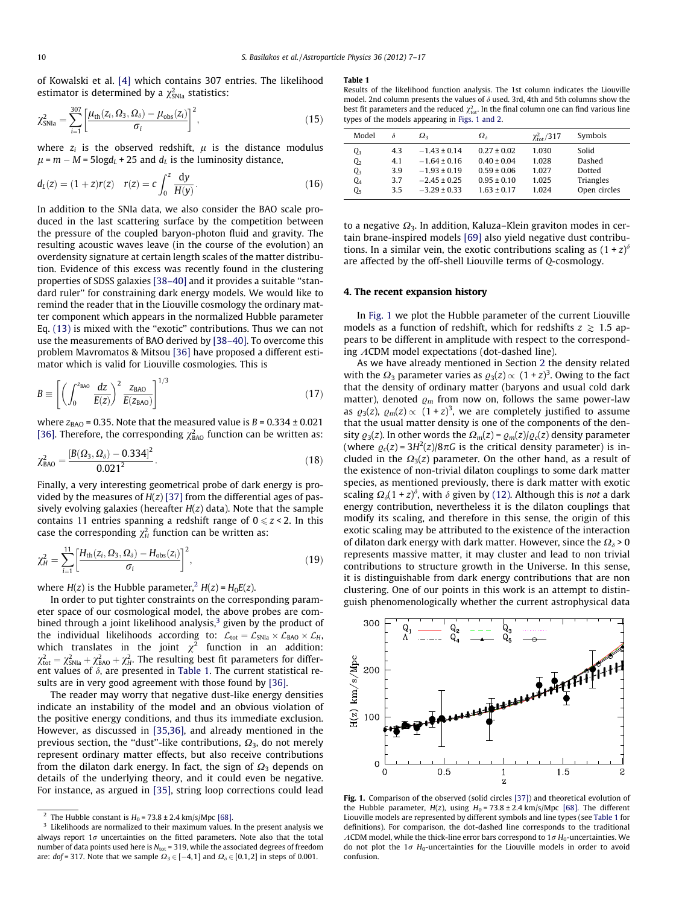of Kowalski et al. [4] which contains 307 entries. The likelihood estimator is determined by a $\chi^2_{\rm SNIa}$ statistics:

$$\chi^2_{\rm SNIa} = \sum_{i=1}^{307} \left[ \frac{\mu_{\rm th}(z_i, \Omega_3, \Omega_\delta) - \mu_{\rm obs}(z_i)}{\sigma_i} \right]^2, \tag{15}$$

where $z_i$ is the observed redshift, $\mu$ is the distance modulus $\mu = m - M = 5\log d_L + 25$ and $d_L$ is the luminosity distance,

$$d_L(z) = (1+z)r(z) \quad r(z) = c\int_0^z \frac{{\rm d}y}{H(y)}. \tag{16}$$

In addition to the SNIa data, we also consider the BAO scale produced in the last scattering surface by the competition between the pressure of the coupled baryon-photon fluid and gravity. The resulting acoustic waves leave (in the course of the evolution) an overdensity signature at certain length scales of the matter distribution. Evidence of this excess was recently found in the clustering properties of SDSS galaxies [38–40] and it provides a suitable "standard ruler" for constraining dark energy models. We would like to remind the reader that in the Liouville cosmology the ordinary matter component which appears in the normalized Hubble parameter Eq. (13) is mixed with the "exotic" contributions. Thus we can not use the measurements of BAO derived by [38–40]. To overcome this problem Mavromatos & Mitsou [36] have proposed a different estimator which is valid for Liouville cosmologies. This is

$$B \equiv \left[ \left( \int_0^{z_{\rm BAO}} \frac{dz}{E(z)} \right)^2 \frac{z_{\rm BAO}}{E(z_{\rm BAO})} \right]^{1/3} \tag{17}$$

where $z_{\rm BAO} = 0.35$. Note that the measured value is $B = 0.334 \pm 0.021$ [36]. Therefore, the corresponding $\chi^2_{\rm BAO}$ function can be written as:

$$\chi^2_{\rm BAO} = \frac{[B(\Omega_3, \Omega_\delta) - 0.334]^2}{0.021^2}. \tag{18}$$

Finally, a very interesting geometrical probe of dark energy is provided by the measures of $H(z)$ [37] from the differential ages of passively evolving galaxies (hereafter $H(z)$ data). Note that the sample contains 11 entries spanning a redshift range of $0 \leqslant z < 2$. In this case the corresponding $\chi^2_H$ function can be written as:

$$\chi^2_H = \sum_{i=1}^{11} \left[ \frac{H_{\rm th}(z_i, \Omega_3, \Omega_\delta) - H_{\rm obs}(z_i)}{\sigma_i} \right]^2, \tag{19}$$

where $H(z)$ is the Hubble parameter,[2] $H(z) = H_0 E(z)$.

In order to put tighter constraints on the corresponding parameter space of our cosmological model, the above probes are combined through a joint likelihood analysis,[3] given by the product of the individual likelihoods according to: $\mathcal{L}_{\rm tot} = \mathcal{L}_{\rm SNIa} \times \mathcal{L}_{\rm BAO} \times \mathcal{L}_H$, which translates in the joint $\chi^2$ function in an addition: $\chi^2_{\rm tot} = \chi^2_{\rm SNIa} + \chi^2_{\rm BAO} + \chi^2_H$. The resulting best fit parameters for different values of $\delta$, are presented in Table 1. The current statistical results are in very good agreement with those found by [36].

The reader may worry that negative dust-like energy densities indicate an instability of the model and an obvious violation of the positive energy conditions, and thus its immediate exclusion. However, as discussed in [35,36], and already mentioned in the previous section, the "dust"-like contributions, $\Omega_3$, do not merely represent ordinary matter effects, but also receive contributions from the dilaton dark energy. In fact, the sign of $\Omega_3$ depends on details of the underlying theory, and it could even be negative. For instance, as argued in [35], string loop corrections could lead to a negative $\Omega_3$. In addition, Kaluza–Klein graviton modes in certain brane-inspired models [69] also yield negative dust contributions. In a similar vein, the exotic contributions scaling as $(1+z)^\delta$ are affected by the off-shell Liouville terms of Q-cosmology.

**Table 1**
Results of the likelihood function analysis. The 1st column indicates the Liouville model. 2nd column presents the values of $\delta$ used. 3rd, 4th and 5th columns show the best fit parameters and the reduced $\chi^2_{\rm tot}$. In the final column one can find various line types of the models appearing in Figs. 1 and 2.

| Model | $\delta$ | $\Omega_3$ | $\Omega_\delta$ | $\chi^2_{\rm tot}/317$ | Symbols |
|---|---|---|---|---|---|
| $Q_1$ | 4.3 | $-1.43 \pm 0.14$ | $0.27 \pm 0.02$ | 1.030 | Solid |
| $Q_2$ | 4.1 | $-1.64 \pm 0.16$ | $0.40 \pm 0.04$ | 1.028 | Dashed |
| $Q_3$ | 3.9 | $-1.93 \pm 0.19$ | $0.59 \pm 0.06$ | 1.027 | Dotted |
| $Q_4$ | 3.7 | $-2.45 \pm 0.25$ | $0.95 \pm 0.10$ | 1.025 | Triangles |
| $Q_5$ | 3.5 | $-3.29 \pm 0.33$ | $1.63 \pm 0.17$ | 1.024 | Open circles |

## 4. The recent expansion history

In Fig. 1 we plot the Hubble parameter of the current Liouville models as a function of redshift, which for redshifts $z \gtrsim 1.5$ appears to be different in amplitude with respect to the corresponding $\Lambda$CDM model expectations (dot-dashed line).

As we have already mentioned in Section 2 the density related with the $\Omega_3$ parameter varies as $\varrho_3(z) \propto (1+z)^3$. Owing to the fact that the density of ordinary matter (baryons and usual cold dark matter), denoted $\varrho_m$ from now on, follows the same power-law as $\varrho_3(z)$, $\varrho_m(z) \propto (1+z)^3$, we are completely justified to assume that the usual matter density is one of the components of the density $\varrho_3(z)$. In other words the $\Omega_m(z) = \varrho_m(z)/\varrho_c(z)$ density parameter (where $\varrho_c(z) = 3H^2(z)/8\pi G$ is the critical density parameter) is included in the $\Omega_3(z)$ parameter. On the other hand, as a result of the existence of non-trivial dilaton couplings to some dark matter species, as mentioned previously, there is dark matter with exotic scaling $\Omega_\delta(1+z)^\delta$, with $\delta$ given by (12). Although this is *not* a dark energy contribution, nevertheless it is the dilaton couplings that modify its scaling, and therefore in this sense, the origin of this exotic scaling may be attributed to the existence of the interaction of dilaton dark energy with dark matter. However, since the $\Omega_\delta > 0$ represents massive matter, it may cluster and lead to non trivial contributions to structure growth in the Universe. In this sense, it is distinguishable from dark energy contributions that are non clustering. One of our points in this work is an attempt to distinguish phenomenologically whether the current astrophysical data

**Fig. 1.** Comparison of the observed (solid circles [37]) and theoretical evolution of the Hubble parameter, $H(z)$, using $H_0 = 73.8 \pm 2.4$ km/s/Mpc [68]. The different Liouville models are represented by different symbols and line types (see Table 1 for definitions). For comparison, the dot-dashed line corresponds to the traditional $\Lambda$CDM model, while the thick-line error bars correspond to $1\sigma$ $H_0$-uncertainties. We do not plot the $1\sigma$ $H_0$-uncertainties for the Liouville models in order to avoid confusion.

[2] The Hubble constant is $H_0 = 73.8 \pm 2.4$ km/s/Mpc [68].

[3] Likelihoods are normalized to their maximum values. In the present analysis we always report $1\sigma$ uncertainties on the fitted parameters. Note also that the total number of data points used here is $N_{\rm tot} = 319$, while the associated degrees of freedom are: $dof = 317$. Note that we sample $\Omega_3 \in [-4, 1]$ and $\Omega_\delta \in [0.1, 2]$ in steps of 0.001.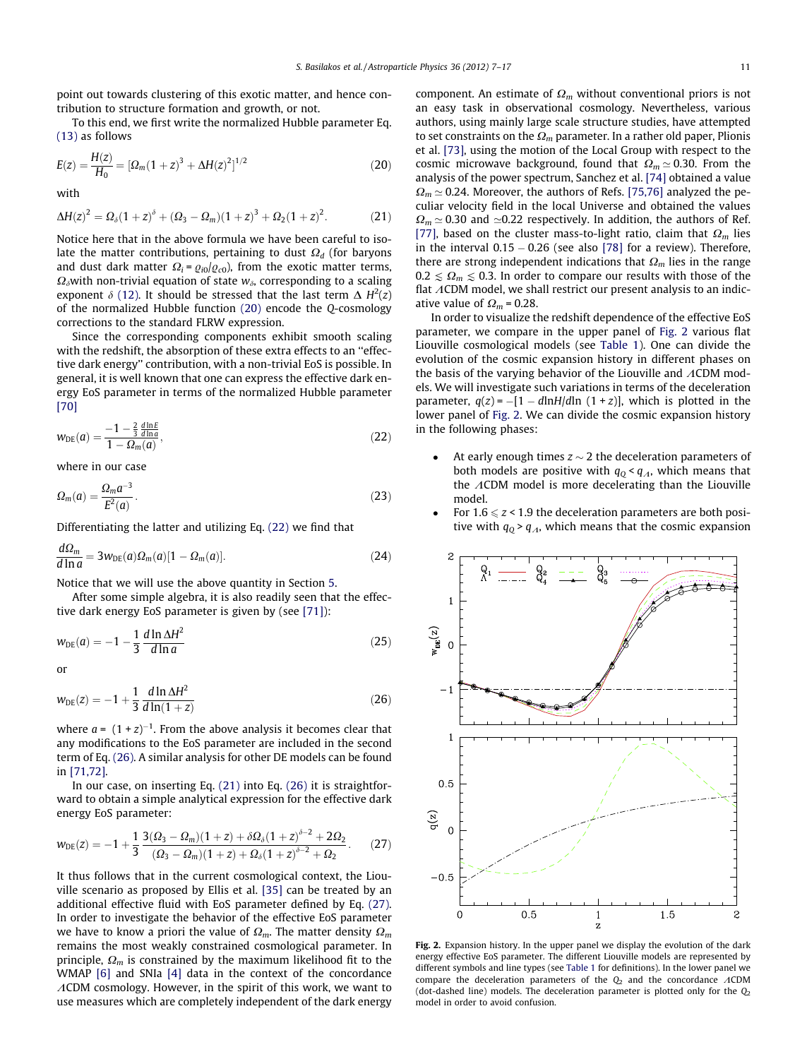point out towards clustering of this exotic matter, and hence contribution to structure formation and growth, or not.

To this end, we first write the normalized Hubble parameter Eq. (13) as follows

$$E(z) = \frac{H(z)}{H_0} = [\Omega_m (1+z)^3 + \Delta H(z)^2]^{1/2} \tag{20}$$

with

$$\Delta H(z)^2 = \Omega_\delta (1+z)^\delta + (\Omega_3 - \Omega_m)(1+z)^3 + \Omega_2 (1+z)^2. \tag{21}$$

Notice here that in the above formula we have been careful to isolate the matter contributions, pertaining to dust $\Omega_d$ (for baryons and dust dark matter $\Omega_i = \varrho_{i0}/\varrho_{c0}$), from the exotic matter terms, $\Omega_\delta$with non-trivial equation of state $w_\delta$, corresponding to a scaling exponent $\delta$ (12). It should be stressed that the last term $\Delta\, H^2(z)$ of the normalized Hubble function (20) encode the Q-cosmology corrections to the standard FLRW expression.

Since the corresponding components exhibit smooth scaling with the redshift, the absorption of these extra effects to an "effective dark energy" contribution, with a non-trivial EoS is possible. In general, it is well known that one can express the effective dark energy EoS parameter in terms of the normalized Hubble parameter [70]

$$w_{\rm DE}(a) = \frac{-1 - \frac{2}{3}\frac{d\ln E}{d\ln a}}{1 - \Omega_m(a)}, \tag{22}$$

where in our case

$$\Omega_m(a) = \frac{\Omega_m a^{-3}}{E^2(a)}. \tag{23}$$

Differentiating the latter and utilizing Eq. (22) we find that

$$\frac{d\Omega_m}{d\ln a} = 3 w_{\rm DE}(a)\Omega_m(a)[1 - \Omega_m(a)]. \tag{24}$$

Notice that we will use the above quantity in Section 5.

After some simple algebra, it is also readily seen that the effective dark energy EoS parameter is given by (see [71]):

$$w_{\rm DE}(a) = -1 - \frac{1}{3}\frac{d\ln \Delta H^2}{d\ln a} \tag{25}$$

or

$$w_{\rm DE}(z) = -1 + \frac{1}{3}\frac{d\ln \Delta H^2}{d\ln(1+z)} \tag{26}$$

where $a = (1+z)^{-1}$. From the above analysis it becomes clear that any modifications to the EoS parameter are included in the second term of Eq. (26). A similar analysis for other DE models can be found in [71,72].

In our case, on inserting Eq. (21) into Eq. (26) it is straightforward to obtain a simple analytical expression for the effective dark energy EoS parameter:

$$w_{\rm DE}(z) = -1 + \frac{1}{3}\frac{3(\Omega_3 - \Omega_m)(1+z) + \delta\Omega_\delta (1+z)^{\delta-2} + 2\Omega_2}{(\Omega_3 - \Omega_m)(1+z) + \Omega_\delta (1+z)^{\delta-2} + \Omega_2}. \tag{27}$$

It thus follows that in the current cosmological context, the Liouville scenario as proposed by Ellis et al. [35] can be treated by an additional effective fluid with EoS parameter defined by Eq. (27). In order to investigate the behavior of the effective EoS parameter we have to know a priori the value of $\Omega_m$. The matter density $\Omega_m$ remains the most weakly constrained cosmological parameter. In principle, $\Omega_m$ is constrained by the maximum likelihood fit to the WMAP [6] and SNIa [4] data in the context of the concordance $\Lambda$CDM cosmology. However, in the spirit of this work, we want to use measures which are completely independent of the dark energy component. An estimate of $\Omega_m$ without conventional priors is not an easy task in observational cosmology. Nevertheless, various authors, using mainly large scale structure studies, have attempted to set constraints on the $\Omega_m$ parameter. In a rather old paper, Plionis et al. [73], using the motion of the Local Group with respect to the cosmic microwave background, found that $\Omega_m \simeq 0.30$. From the analysis of the power spectrum, Sanchez et al. [74] obtained a value $\Omega_m \simeq 0.24$. Moreover, the authors of Refs. [75,76] analyzed the peculiar velocity field in the local Universe and obtained the values $\Omega_m \simeq 0.30$ and $\simeq 0.22$ respectively. In addition, the authors of Ref. [77], based on the cluster mass-to-light ratio, claim that $\Omega_m$ lies in the interval $0.15 - 0.26$ (see also [78] for a review). Therefore, there are strong independent indications that $\Omega_m$ lies in the range $0.2 \lesssim \Omega_m \lesssim 0.3$. In order to compare our results with those of the flat $\Lambda$CDM model, we shall restrict our present analysis to an indicative value of $\Omega_m = 0.28$.

In order to visualize the redshift dependence of the effective EoS parameter, we compare in the upper panel of Fig. 2 various flat Liouville cosmological models (see Table 1). One can divide the evolution of the cosmic expansion history in different phases on the basis of the varying behavior of the Liouville and $\Lambda$CDM models. We will investigate such variations in terms of the deceleration parameter, $q(z) = -[1 - d\ln H/d\ln\,(1+z)]$, which is plotted in the lower panel of Fig. 2. We can divide the cosmic expansion history in the following phases:

- At early enough times $z \sim 2$ the deceleration parameters of both models are positive with $q_Q < q_\Lambda$, which means that the $\Lambda$CDM model is more decelerating than the Liouville model.
- For $1.6 \leqslant z < 1.9$ the deceleration parameters are both positive with $q_Q > q_\Lambda$, which means that the cosmic expansion

**Fig. 2.** Expansion history. In the upper panel we display the evolution of the dark energy effective EoS parameter. The different Liouville models are represented by different symbols and line types (see Table 1 for definitions). In the lower panel we compare the deceleration parameters of the $Q_2$ and the concordance $\Lambda$CDM (dot-dashed line) models. The deceleration parameter is plotted only for the $Q_2$ model in order to avoid confusion.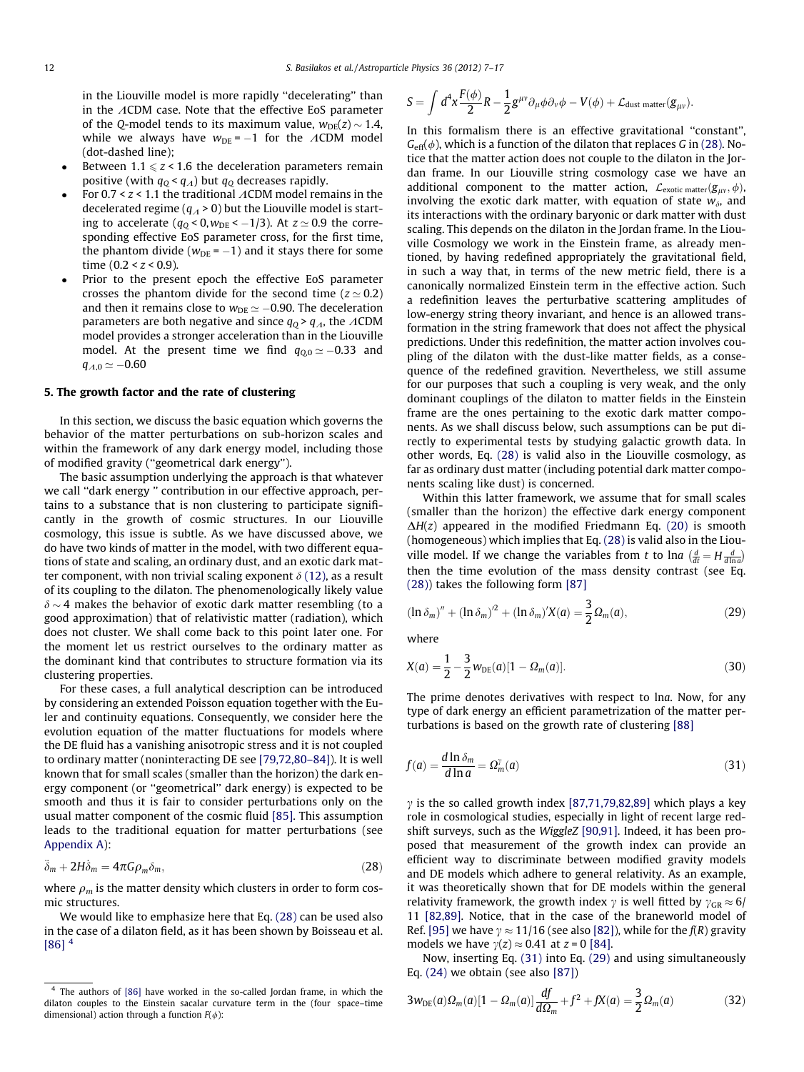in the Liouville model is more rapidly "decelerating" than in the $\Lambda$CDM case. Note that the effective EoS parameter of the *Q*-model tends to its maximum value, $w_{DE}(z) \sim 1.4$, while we always have $w_{DE} = -1$ for the $\Lambda$CDM model (dot-dashed line);

- Between $1.1 \leqslant z < 1.6$ the deceleration parameters remain positive (with $q_Q < q_\Lambda$) but $q_Q$ decreases rapidly.
- For $0.7 < z < 1.1$ the traditional $\Lambda$CDM model remains in the decelerated regime ($q_\Lambda > 0$) but the Liouville model is starting to accelerate ($q_Q < 0, w_{DE} < -1/3$). At $z \simeq 0.9$ the corresponding effective EoS parameter cross, for the first time, the phantom divide ($w_{DE} = -1$) and it stays there for some time ($0.2 < z < 0.9$).
- Prior to the present epoch the effective EoS parameter crosses the phantom divide for the second time ($z \simeq 0.2$) and then it remains close to $w_{DE} \simeq -0.90$. The deceleration parameters are both negative and since $q_Q > q_\Lambda$, the $\Lambda$CDM model provides a stronger acceleration than in the Liouville model. At the present time we find $q_{Q,0} \simeq -0.33$ and $q_{\Lambda,0} \simeq -0.60$

## 5. The growth factor and the rate of clustering

In this section, we discuss the basic equation which governs the behavior of the matter perturbations on sub-horizon scales and within the framework of any dark energy model, including those of modified gravity ("geometrical dark energy").

The basic assumption underlying the approach is that whatever we call "dark energy " contribution in our effective approach, pertains to a substance that is non clustering to participate significantly in the growth of cosmic structures. In our Liouville cosmology, this issue is subtle. As we have discussed above, we do have two kinds of matter in the model, with two different equations of state and scaling, an ordinary dust, and an exotic dark matter component, with non trivial scaling exponent $\delta$ (12), as a result of its coupling to the dilaton. The phenomenologically likely value $\delta \sim 4$ makes the behavior of exotic dark matter resembling (to a good approximation) that of relativistic matter (radiation), which does not cluster. We shall come back to this point later one. For the moment let us restrict ourselves to the ordinary matter as the dominant kind that contributes to structure formation via its clustering properties.

For these cases, a full analytical description can be introduced by considering an extended Poisson equation together with the Euler and continuity equations. Consequently, we consider here the evolution equation of the matter fluctuations for models where the DE fluid has a vanishing anisotropic stress and it is not coupled to ordinary matter (noninteracting DE see [79,72,80–84]). It is well known that for small scales (smaller than the horizon) the dark energy component (or "geometrical" dark energy) is expected to be smooth and thus it is fair to consider perturbations only on the usual matter component of the cosmic fluid [85]. This assumption leads to the traditional equation for matter perturbations (see Appendix A):

$$\ddot{\delta}_m + 2H\dot{\delta}_m = 4\pi G \rho_m \delta_m, \tag{28}$$

where $\rho_m$ is the matter density which clusters in order to form cosmic structures.

We would like to emphasize here that Eq. (28) can be used also in the case of a dilaton field, as it has been shown by Boisseau et al. [86] [4]

In this formalism there is an effective gravitational "constant", $G_{\rm eff}(\phi)$, which is a function of the dilaton that replaces $G$ in (28). Notice that the matter action does not couple to the dilaton in the Jordan frame. In our Liouville string cosmology case we have an additional component to the matter action, $\mathcal{L}_{\rm exotic\ matter}(g_{\mu\nu}, \phi)$, involving the exotic dark matter, with equation of state $w_\delta$, and its interactions with the ordinary baryonic or dark matter with dust scaling. This depends on the dilaton in the Jordan frame. In the Liouville Cosmology we work in the Einstein frame, as already mentioned, by having redefined appropriately the gravitational field, in such a way that, in terms of the new metric field, there is a canonically normalized Einstein term in the effective action. Such a redefinition leaves the perturbative scattering amplitudes of low-energy string theory invariant, and hence is an allowed transformation in the string framework that does not affect the physical predictions. Under this redefinition, the matter action involves coupling of the dilaton with the dust-like matter fields, as a consequence of the redefined gravition. Nevertheless, we still assume for our purposes that such a coupling is very weak, and the only dominant couplings of the dilaton to matter fields in the Einstein frame are the ones pertaining to the exotic dark matter components. As we shall discuss below, such assumptions can be put directly to experimental tests by studying galactic growth data. In other words, Eq. (28) is valid also in the Liouville cosmology, as far as ordinary dust matter (including potential dark matter components scaling like dust) is concerned.

Within this latter framework, we assume that for small scales (smaller than the horizon) the effective dark energy component $\Delta H(z)$ appeared in the modified Friedmann Eq. (20) is smooth (homogeneous) which implies that Eq. (28) is valid also in the Liouville model. If we change the variables from $t$ to $\ln a$ ($\frac{d}{dt} = H\frac{d}{d\ln a}$) then the time evolution of the mass density contrast (see Eq. (28)) takes the following form [87]

$$(\ln \delta_m)'' + (\ln \delta_m)'^2 + (\ln \delta_m)' X(a) = \frac{3}{2}\Omega_m(a), \tag{29}$$

where

$$X(a) = \frac{1}{2} - \frac{3}{2} w_{DE}(a)[1 - \Omega_m(a)]. \tag{30}$$

The prime denotes derivatives with respect to $\ln a$. Now, for any type of dark energy an efficient parametrization of the matter perturbations is based on the growth rate of clustering [88]

$$f(a) = \frac{d\ln \delta_m}{d\ln a} = \Omega_m^{\gamma}(a) \tag{31}$$

$\gamma$ is the so called growth index [87,71,79,82,89] which plays a key role in cosmological studies, especially in light of recent large redshift surveys, such as the *WiggleZ* [90,91]. Indeed, it has been proposed that measurement of the growth index can provide an efficient way to discriminate between modified gravity models and DE models which adhere to general relativity. As an example, it was theoretically shown that for DE models within the general relativity framework, the growth index $\gamma$ is well fitted by $\gamma_{GR} \approx 6/11$ [82,89]. Notice, that in the case of the braneworld model of Ref. [95] we have $\gamma \approx 11/16$ (see also [82]), while for the $f(R)$ gravity models we have $\gamma(z) \approx 0.41$ at $z = 0$ [84].

Now, inserting Eq. (31) into Eq. (29) and using simultaneously Eq. (24) we obtain (see also [87])

$$3w_{DE}(a)\Omega_m(a)[1 - \Omega_m(a)]\frac{df}{d\Omega_m} + f^2 + fX(a) = \frac{3}{2}\Omega_m(a) \tag{32}$$

---

[4] The authors of [86] have worked in the so-called Jordan frame, in which the dilaton couples to the Einstein sacalar curvature term in the (four space–time dimensional) action through a function $F(\phi)$:

$$S = \int d^4x \frac{F(\phi)}{2} R - \frac{1}{2} g^{\mu\nu}\partial_\mu\phi\partial_\nu\phi - V(\phi) + \mathcal{L}_{\rm dust\ matter}(g_{\mu\nu}).$$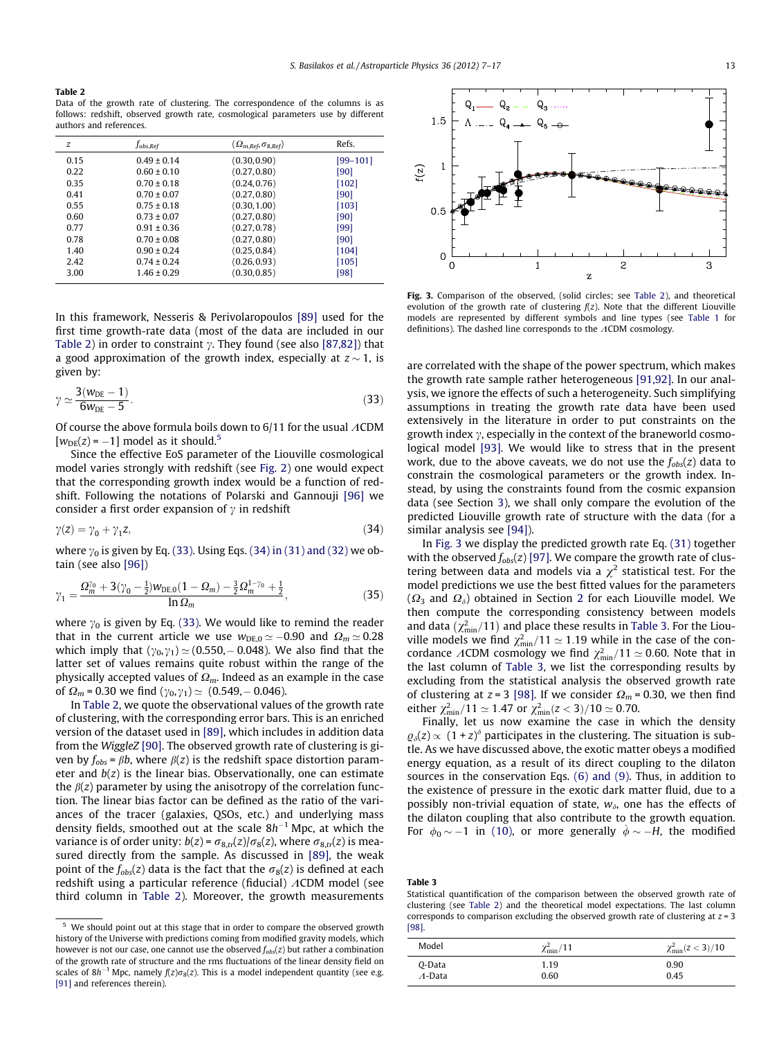**Table 2**
Data of the growth rate of clustering. The correspondence of the columns is as follows: redshift, observed growth rate, cosmological parameters use by different authors and references.

| $z$ | $f_{obs,Ref}$ | $(\Omega_{m,Ref}, \sigma_{8,Ref})$ | Refs. |
|---|---|---|---|
| 0.15 | 0.49 ± 0.14 | (0.30, 0.90) | [99–101] |
| 0.22 | 0.60 ± 0.10 | (0.27, 0.80) | [90] |
| 0.35 | 0.70 ± 0.18 | (0.24, 0.76) | [102] |
| 0.41 | 0.70 ± 0.07 | (0.27, 0.80) | [90] |
| 0.55 | 0.75 ± 0.18 | (0.30, 1.00) | [103] |
| 0.60 | 0.73 ± 0.07 | (0.27, 0.80) | [90] |
| 0.77 | 0.91 ± 0.36 | (0.27, 0.78) | [99] |
| 0.78 | 0.70 ± 0.08 | (0.27, 0.80) | [90] |
| 1.40 | 0.90 ± 0.24 | (0.25, 0.84) | [104] |
| 2.42 | 0.74 ± 0.24 | (0.26, 0.93) | [105] |
| 3.00 | 1.46 ± 0.29 | (0.30, 0.85) | [98] |

In this framework, Nesseris & Perivolaropoulos [89] used for the first time growth-rate data (most of the data are included in our Table 2) in order to constraint $\gamma$. They found (see also [87,82]) that a good approximation of the growth index, especially at $z \sim 1$, is given by:

$$\gamma \simeq \frac{3(w_{\rm DE}-1)}{6w_{\rm DE}-5}. \tag{33}$$

Of course the above formula boils down to 6/11 for the usual $\Lambda$CDM [$w_{\rm DE}(z) = -1$] model as it should.[5]

Since the effective EoS parameter of the Liouville cosmological model varies strongly with redshift (see Fig. 2) one would expect that the corresponding growth index would be a function of redshift. Following the notations of Polarski and Gannouji [96] we consider a first order expansion of $\gamma$ in redshift

$$\gamma(z) = \gamma_0 + \gamma_1 z, \tag{34}$$

where $\gamma_0$ is given by Eq. (33). Using Eqs. (34) in (31) and (32) we obtain (see also [96])

$$\gamma_1 = \frac{\Omega_m^{\gamma_0} + 3(\gamma_0 - \frac{1}{2})w_{\rm DE,0}(1-\Omega_m) - \frac{3}{2}\Omega_m^{1-\gamma_0} + \frac{1}{2}}{\ln \Omega_m}, \tag{35}$$

where $\gamma_0$ is given by Eq. (33). We would like to remind the reader that in the current article we use $w_{\rm DE,0} \simeq -0.90$ and $\Omega_m \simeq 0.28$ which imply that $(\gamma_0, \gamma_1) \simeq (0.550, -0.048)$. We also find that the latter set of values remains quite robust within the range of the physically accepted values of $\Omega_m$. Indeed as an example in the case of $\Omega_m = 0.30$ we find $(\gamma_0, \gamma_1) \simeq (0.549, -0.046)$.

In Table 2, we quote the observational values of the growth rate of clustering, with the corresponding error bars. This is an enriched version of the dataset used in [89], which includes in addition data from the *WiggleZ* [90]. The observed growth rate of clustering is given by $f_{obs} = \beta b$, where $\beta(z)$ is the redshift space distortion parameter and $b(z)$ is the linear bias. Observationally, one can estimate the $\beta(z)$ parameter by using the anisotropy of the correlation function. The linear bias factor can be defined as the ratio of the variances of the tracer (galaxies, QSOs, etc.) and underlying mass density fields, smoothed out at the scale $8h^{-1}$ Mpc, at which the variance is of order unity: $b(z) = \sigma_{8,tr}(z)/\sigma_8(z)$, where $\sigma_{8,tr}(z)$ is measured directly from the sample. As discussed in [89], the weak point of the $f_{obs}(z)$ data is the fact that the $\sigma_8(z)$ is defined at each redshift using a particular reference (fiducial) $\Lambda$CDM model (see third column in Table 2). Moreover, the growth measurements are correlated with the shape of the power spectrum, which makes the growth rate sample rather heterogeneous [91,92]. In our analysis, we ignore the effects of such a heterogeneity. Such simplifying assumptions in treating the growth rate data have been used extensively in the literature in order to put constraints on the growth index $\gamma$, especially in the context of the braneworld cosmological model [93]. We would like to stress that in the present work, due to the above caveats, we do not use the $f_{obs}(z)$ data to constrain the cosmological parameters or the growth index. Instead, by using the constraints found from the cosmic expansion data (see Section 3), we shall only compare the evolution of the predicted Liouville growth rate of structure with the data (for a similar analysis see [94]).

Fig. 3. Comparison of the observed, (solid circles; see Table 2), and theoretical evolution of the growth rate of clustering $f(z)$. Note that the different Liouville models are represented by different symbols and line types (see Table 1 for definitions). The dashed line corresponds to the $\Lambda$CDM cosmology.

In Fig. 3 we display the predicted growth rate Eq. (31) together with the observed $f_{obs}(z)$ [97]. We compare the growth rate of clustering between data and models via a $\chi^2$ statistical test. For the model predictions we use the best fitted values for the parameters ($\Omega_3$ and $\Omega_\delta$) obtained in Section 2 for each Liouville model. We then compute the corresponding consistency between models and data ($\chi^2_{\rm min}/11$) and place these results in Table 3. For the Liouville models we find $\chi^2_{\rm min}/11 \simeq 1.19$ while in the case of the concordance $\Lambda$CDM cosmology we find $\chi^2_{\rm min}/11 \simeq 0.60$. Note that in the last column of Table 3, we list the corresponding results by excluding from the statistical analysis the observed growth rate of clustering at $z = 3$ [98]. If we consider $\Omega_m = 0.30$, we then find either $\chi^2_{\rm min}/11 \simeq 1.47$ or $\chi^2_{\rm min}(z<3)/10 \simeq 0.70$.

Finally, let us now examine the case in which the density $\varrho_\delta(z) \propto (1+z)^\delta$ participates in the clustering. The situation is subtle. As we have discussed above, the exotic matter obeys a modified energy equation, as a result of its direct coupling to the dilaton sources in the conservation Eqs. (6) and (9). Thus, in addition to the existence of pressure in the exotic dark matter fluid, due to a possibly non-trivial equation of state, $w_\delta$, one has the effects of the dilaton coupling that also contribute to the growth equation. For $\phi_0 \sim -1$ in (10), or more generally $\dot{\phi} \sim -H$, the modified

**Table 3**
Statistical quantification of the comparison between the observed growth rate of clustering (see Table 2) and the theoretical model expectations. The last column corresponds to comparison excluding the observed growth rate of clustering at $z = 3$ [98].

| Model | $\chi^2_{\rm min}/11$ | $\chi^2_{\rm min}(z<3)/10$ |
|---|---|---|
| *Q*-Data | 1.19 | 0.90 |
| $\Lambda$-Data | 0.60 | 0.45 |

[5] We should point out at this stage that in order to compare the observed growth history of the Universe with predictions coming from modified gravity models, which however is not our case, one cannot use the observed $f_{obs}(z)$ but rather a combination of the growth rate of structure and the rms fluctuations of the linear density field on scales of $8h^{-1}$ Mpc, namely $f(z)\sigma_8(z)$. This is a model independent quantity (see e.g. [91] and references therein).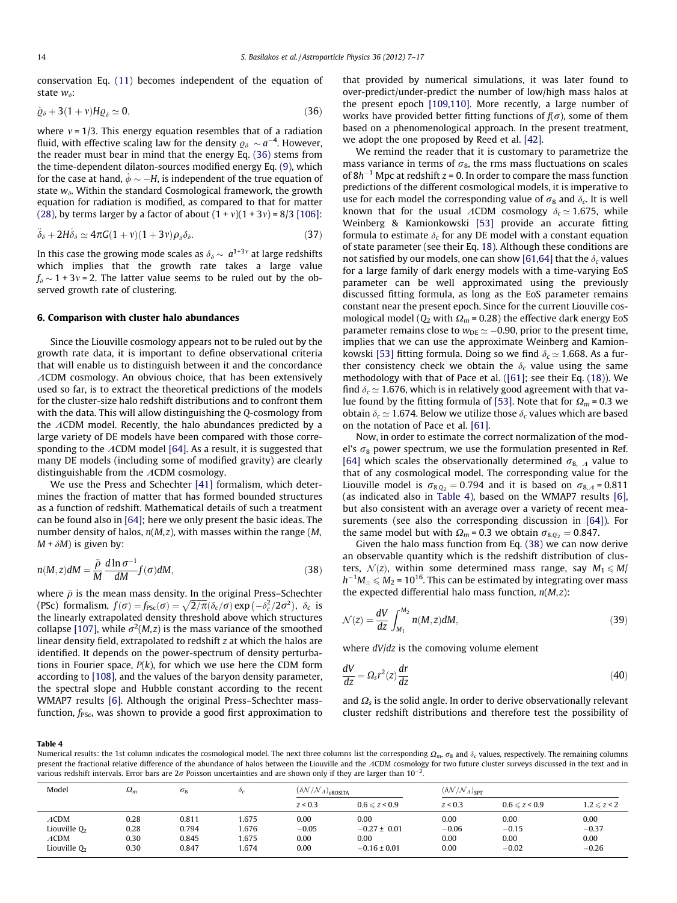conservation Eq. (11) becomes independent of the equation of state $w_\delta$:

$$\dot{\varrho}_\delta + 3(1+v)H\varrho_\delta \simeq 0, \tag{36}$$

where $v = 1/3$. This energy equation resembles that of a radiation fluid, with effective scaling law for the density $\varrho_\delta \sim a^{-4}$. However, the reader must bear in mind that the energy Eq. (36) stems from the time-dependent dilaton-sources modified energy Eq. (9), which for the case at hand, $\dot{\phi} \sim -H$, is independent of the true equation of state $w_\delta$. Within the standard Cosmological framework, the growth equation for radiation is modified, as compared to that for matter (28), by terms larger by a factor of about $(1+v)(1+3v) = 8/3$ [106]:

$$\ddot{\delta}_\delta + 2H\dot{\delta}_\delta \simeq 4\pi G(1+v)(1+3v)\rho_\delta \delta_\delta. \tag{37}$$

In this case the growing mode scales as $\delta_\delta \sim a^{1+3v}$ at large redshifts which implies that the growth rate takes a large value $f_\delta \sim 1+3v = 2$. The latter value seems to be ruled out by the observed growth rate of clustering.

## 6. Comparison with cluster halo abundances

Since the Liouville cosmology appears not to be ruled out by the growth rate data, it is important to define observational criteria that will enable us to distinguish between it and the concordance $\Lambda$CDM cosmology. An obvious choice, that has been extensively used so far, is to extract the theoretical predictions of the models for the cluster-size halo redshift distributions and to confront them with the data. This will allow distinguishing the $Q$-cosmology from the $\Lambda$CDM model. Recently, the halo abundances predicted by a large variety of DE models have been compared with those corresponding to the $\Lambda$CDM model [64]. As a result, it is suggested that many DE models (including some of modified gravity) are clearly distinguishable from the $\Lambda$CDM cosmology.

We use the Press and Schechter [41] formalism, which determines the fraction of matter that has formed bounded structures as a function of redshift. Mathematical details of such a treatment can be found also in [64]; here we only present the basic ideas. The number density of halos, $n(M,z)$, with masses within the range $(M, M+\delta M)$ is given by:

$$n(M,z)dM = \frac{\bar{\rho}}{M}\frac{d\ln\sigma^{-1}}{dM}f(\sigma)dM, \tag{38}$$

where $\bar{\rho}$ is the mean mass density. In the original Press–Schechter (PSc) formalism, $f(\sigma) = f_{\rm PSc}(\sigma) = \sqrt{2/\pi}(\delta_c/\sigma)\exp(-\delta_c^2/2\sigma^2)$, $\delta_c$ is the linearly extrapolated density threshold above which structures collapse [107], while $\sigma^2(M,z)$ is the mass variance of the smoothed linear density field, extrapolated to redshift $z$ at which the halos are identified. It depends on the power-spectrum of density perturbations in Fourier space, $P(k)$, for which we use here the CDM form according to [108], and the values of the baryon density parameter, the spectral slope and Hubble constant according to the recent WMAP7 results [6]. Although the original Press–Schechter mass-function, $f_{\rm PSc}$, was shown to provide a good first approximation to that provided by numerical simulations, it was later found to over-predict/under-predict the number of low/high mass halos at the present epoch [109,110]. More recently, a large number of works have provided better fitting functions of $f(\sigma)$, some of them based on a phenomenological approach. In the present treatment, we adopt the one proposed by Reed et al. [42].

We remind the reader that it is customary to parametrize the mass variance in terms of $\sigma_8$, the rms mass fluctuations on scales of $8h^{-1}$ Mpc at redshift $z = 0$. In order to compare the mass function predictions of the different cosmological models, it is imperative to use for each model the corresponding value of $\sigma_8$ and $\delta_c$. It is well known that for the usual $\Lambda$CDM cosmology $\delta_c \simeq 1.675$, while Weinberg & Kamionkowski [53] provide an accurate fitting formula to estimate $\delta_c$ for any DE model with a constant equation of state parameter (see their Eq. 18). Although these conditions are not satisfied by our models, one can show [61,64] that the $\delta_c$ values for a large family of dark energy models with a time-varying EoS parameter can be well approximated using the previously discussed fitting formula, as long as the EoS parameter remains constant near the present epoch. Since for the current Liouville cosmological model ($Q_2$ with $\Omega_m = 0.28$) the effective dark energy EoS parameter remains close to $w_{\rm DE} \simeq -0.90$, prior to the present time, implies that we can use the approximate Weinberg and Kamionkowski [53] fitting formula. Doing so we find $\delta_c \simeq 1.668$. As a further consistency check we obtain the $\delta_c$ value using the same methodology with that of Pace et al. ([61]; see their Eq. (18)). We find $\delta_c \simeq 1.676$, which is in relatively good agreement with that value found by the fitting formula of [53]. Note that for $\Omega_m = 0.3$ we obtain $\delta_c \simeq 1.674$. Below we utilize those $\delta_c$ values which are based on the notation of Pace et al. [61].

Now, in order to estimate the correct normalization of the model's $\sigma_8$ power spectrum, we use the formulation presented in Ref. [64] which scales the observationally determined $\sigma_{8,\Lambda}$ value to that of any cosmological model. The corresponding value for the Liouville model is $\sigma_{8,Q_2} = 0.794$ and it is based on $\sigma_{8,\Lambda} = 0.811$ (as indicated also in Table 4), based on the WMAP7 results [6], but also consistent with an average over a variety of recent measurements (see also the corresponding discussion in [64]). For the same model but with $\Omega_m = 0.3$ we obtain $\sigma_{8,Q_2} = 0.847$.

Given the halo mass function from Eq. (38) we can now derive an observable quantity which is the redshift distribution of clusters, $\mathcal{N}(z)$, within some determined mass range, say $M_1 \leqslant M/h^{-1}M_\odot \leqslant M_2 = 10^{16}$. This can be estimated by integrating over mass the expected differential halo mass function, $n(M,z)$:

$$\mathcal{N}(z) = \frac{dV}{dz}\int_{M_1}^{M_2} n(M,z)dM, \tag{39}$$

where $dV/dz$ is the comoving volume element

$$\frac{dV}{dz} = \Omega_s r^2(z)\frac{dr}{dz} \tag{40}$$

and $\Omega_s$ is the solid angle. In order to derive observationally relevant cluster redshift distributions and therefore test the possibility of

**Table 4**
Numerical results: the 1st column indicates the cosmological model. The next three columns list the corresponding $\Omega_m$, $\sigma_8$ and $\delta_c$ values, respectively. The remaining columns present the fractional relative difference of the abundance of halos between the Liouville and the $\Lambda$CDM cosmology for two future cluster surveys discussed in the text and in various redshift intervals. Error bars are $2\sigma$ Poisson uncertainties and are shown only if they are larger than $10^{-2}$.

| Model | $\Omega_m$ | $\sigma_8$ | $\delta_c$ | $(\delta\mathcal{N}/\mathcal{N}_\Lambda)_{\rm eROSITA}$ | | $(\delta\mathcal{N}/\mathcal{N}_\Lambda)_{\rm SPT}$ | | |
|---|---|---|---|---|---|---|---|---|
| | | | | $z < 0.3$ | $0.6 \leqslant z < 0.9$ | $z < 0.3$ | $0.6 \leqslant z < 0.9$ | $1.2 \leqslant z < 2$ |
| $\Lambda$CDM | 0.28 | 0.811 | 1.675 | 0.00 | 0.00 | 0.00 | 0.00 | 0.00 |
| Liouville $Q_2$ | 0.28 | 0.794 | 1.676 | −0.05 | −0.27 ± 0.01 | −0.06 | −0.15 | −0.37 |
| $\Lambda$CDM | 0.30 | 0.845 | 1.675 | 0.00 | 0.00 | 0.00 | 0.00 | 0.00 |
| Liouville $Q_2$ | 0.30 | 0.847 | 1.674 | 0.00 | −0.16 ± 0.01 | 0.00 | −0.02 | −0.26 |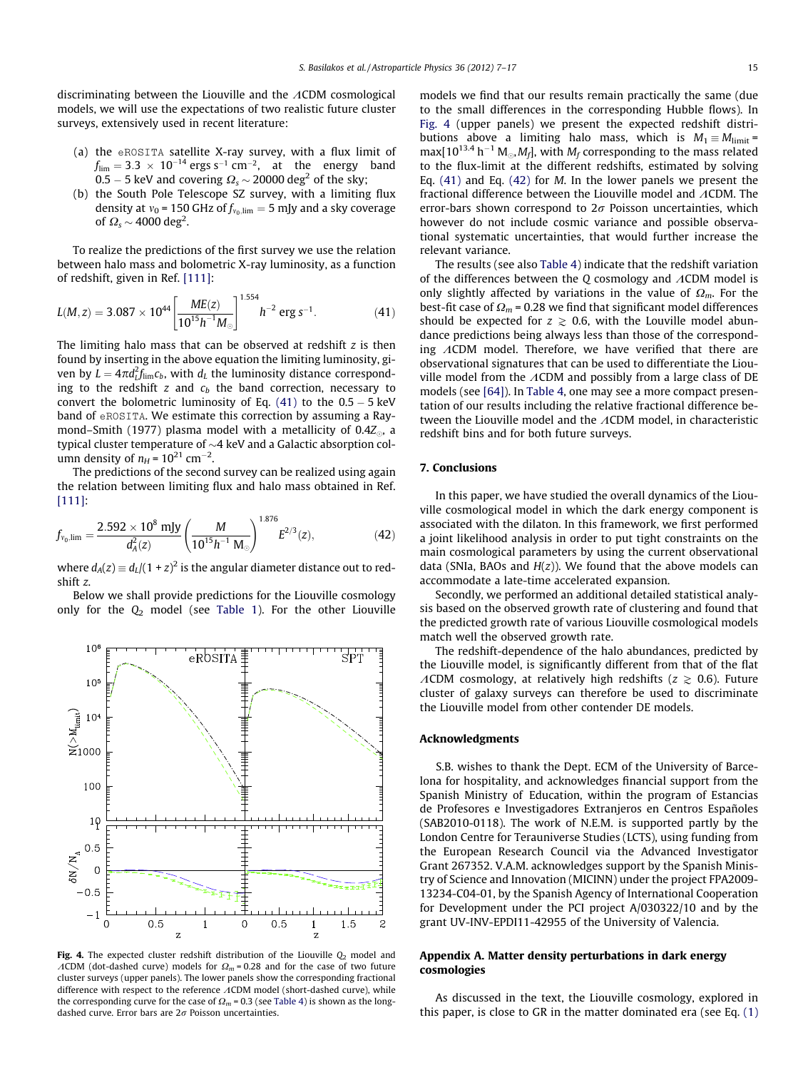discriminating between the Liouville and the $\Lambda$CDM cosmological models, we will use the expectations of two realistic future cluster surveys, extensively used in recent literature:

(a) the eROSITA satellite X-ray survey, with a flux limit of $f_{\rm lim} = 3.3 \times 10^{-14}$ ergs s$^{-1}$ cm$^{-2}$, at the energy band $0.5 - 5$ keV and covering $\Omega_s \sim 20000$ deg$^2$ of the sky;

(b) the South Pole Telescope SZ survey, with a limiting flux density at $\nu_0 = 150$ GHz of $f_{\nu_0,{\rm lim}} = 5$ mJy and a sky coverage of $\Omega_s \sim 4000$ deg$^2$.

To realize the predictions of the first survey we use the relation between halo mass and bolometric X-ray luminosity, as a function of redshift, given in Ref. [111]:

$$L(M,z) = 3.087 \times 10^{44} \left[\frac{ME(z)}{10^{15}h^{-1}M_{\odot}}\right]^{1.554} h^{-2}\ {\rm erg\ s^{-1}}. \tag{41}$$

The limiting halo mass that can be observed at redshift $z$ is then found by inserting in the above equation the limiting luminosity, given by $L = 4\pi d_L^2 f_{\rm lim} c_b$, with $d_L$ the luminosity distance corresponding to the redshift $z$ and $c_b$ the band correction, necessary to convert the bolometric luminosity of Eq. (41) to the $0.5 - 5$ keV band of eROSITA. We estimate this correction by assuming a Raymond–Smith (1977) plasma model with a metallicity of $0.4Z_{\odot}$, a typical cluster temperature of $\sim$4 keV and a Galactic absorption column density of $n_H = 10^{21}$ cm$^{-2}$.

The predictions of the second survey can be realized using again the relation between limiting flux and halo mass obtained in Ref. [111]:

$$f_{\nu_0,{\rm lim}} = \frac{2.592 \times 10^8\ {\rm mJy}}{d_A^2(z)} \left(\frac{M}{10^{15}h^{-1}\ M_{\odot}}\right)^{1.876} E^{2/3}(z), \tag{42}$$

where $d_A(z) \equiv d_L/(1+z)^2$ is the angular diameter distance out to redshift $z$.

Below we shall provide predictions for the Liouville cosmology only for the $Q_2$ model (see Table 1). For the other Liouville models we find that our results remain practically the same (due to the small differences in the corresponding Hubble flows). In Fig. 4 (upper panels) we present the expected redshift distributions above a limiting halo mass, which is $M_1 \equiv M_{\rm limit} = \max[10^{13.4}\ h^{-1}\ M_{\odot}, M_f]$, with $M_f$ corresponding to the mass related to the flux-limit at the different redshifts, estimated by solving Eq. (41) and Eq. (42) for $M$. In the lower panels we present the fractional difference between the Liouville model and $\Lambda$CDM. The error-bars shown correspond to $2\sigma$ Poisson uncertainties, which however do not include cosmic variance and possible observational systematic uncertainties, that would further increase the relevant variance.

The results (see also Table 4) indicate that the redshift variation of the differences between the Q cosmology and $\Lambda$CDM model is only slightly affected by variations in the value of $\Omega_m$. For the best-fit case of $\Omega_m = 0.28$ we find that significant model differences should be expected for $z \gtrsim 0.6$, with the Louville model abundance predictions being always less than those of the corresponding $\Lambda$CDM model. Therefore, we have verified that there are observational signatures that can be used to differentiate the Liouville model from the $\Lambda$CDM and possibly from a large class of DE models (see [64]). In Table 4, one may see a more compact presentation of our results including the relative fractional difference between the Liouville model and the $\Lambda$CDM model, in characteristic redshift bins and for both future surveys.

**Fig. 4.** The expected cluster redshift distribution of the Liouville $Q_2$ model and $\Lambda$CDM (dot-dashed curve) models for $\Omega_m = 0.28$ and for the case of two future cluster surveys (upper panels). The lower panels show the corresponding fractional difference with respect to the reference $\Lambda$CDM model (short-dashed curve), while the corresponding curve for the case of $\Omega_m = 0.3$ (see Table 4) is shown as the long-dashed curve. Error bars are $2\sigma$ Poisson uncertainties.

## 7. Conclusions

In this paper, we have studied the overall dynamics of the Liouville cosmological model in which the dark energy component is associated with the dilaton. In this framework, we first performed a joint likelihood analysis in order to put tight constraints on the main cosmological parameters by using the current observational data (SNIa, BAOs and $H(z)$). We found that the above models can accommodate a late-time accelerated expansion.

Secondly, we performed an additional detailed statistical analysis based on the observed growth rate of clustering and found that the predicted growth rate of various Liouville cosmological models match well the observed growth rate.

The redshift-dependence of the halo abundances, predicted by the Liouville model, is significantly different from that of the flat $\Lambda$CDM cosmology, at relatively high redshifts ($z \gtrsim 0.6$). Future cluster of galaxy surveys can therefore be used to discriminate the Liouville model from other contender DE models.

## Acknowledgments

S.B. wishes to thank the Dept. ECM of the University of Barcelona for hospitality, and acknowledges financial support from the Spanish Ministry of Education, within the program of Estancias de Profesores e Investigadores Extranjeros en Centros Españoles (SAB2010-0118). The work of N.E.M. is supported partly by the London Centre for Terauniverse Studies (LCTS), using funding from the European Research Council via the Advanced Investigator Grant 267352. V.A.M. acknowledges support by the Spanish Ministry of Science and Innovation (MICINN) under the project FPA2009-13234-C04-01, by the Spanish Agency of International Cooperation for Development under the PCI project A/030322/10 and by the grant UV-INV-EPDI11-42955 of the University of Valencia.

## Appendix A. Matter density perturbations in dark energy cosmologies

As discussed in the text, the Liouville cosmology, explored in this paper, is close to GR in the matter dominated era (see Eq. (1)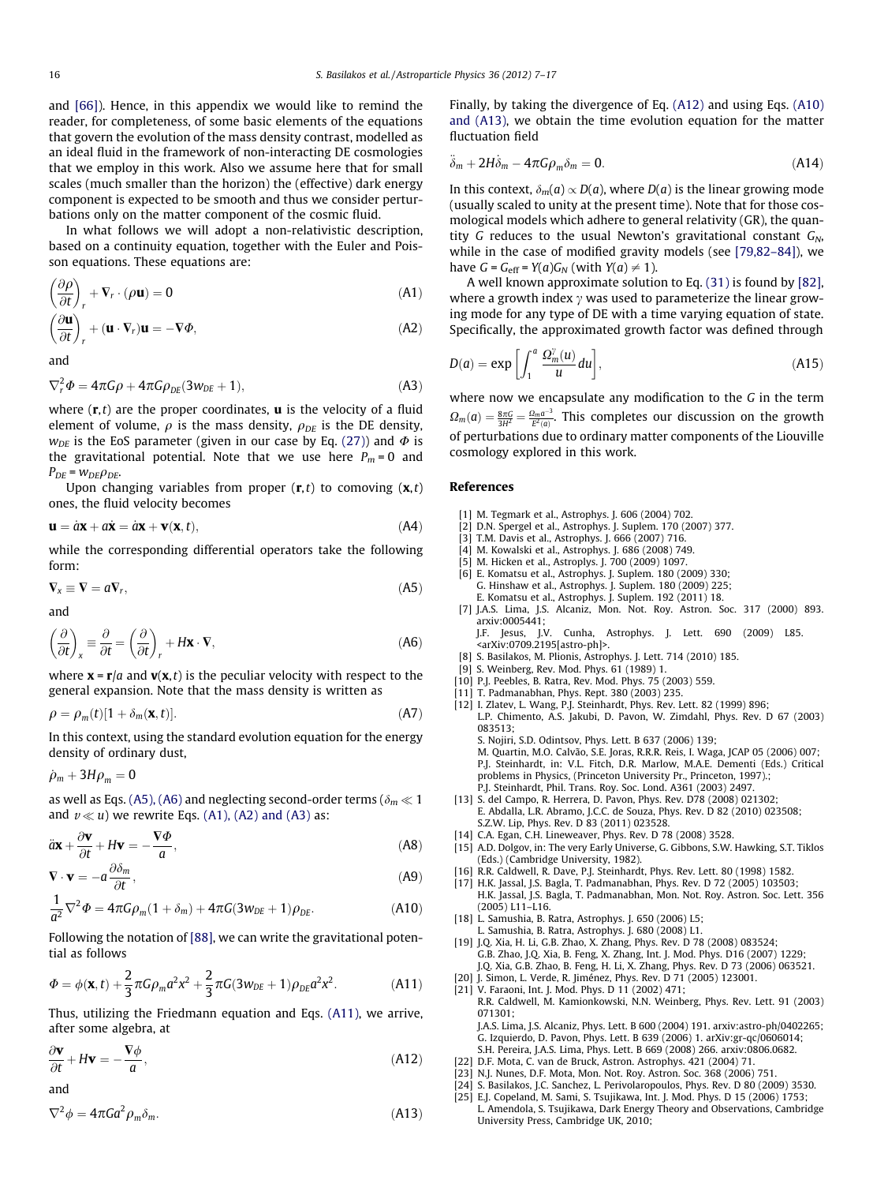and [66]). Hence, in this appendix we would like to remind the reader, for completeness, of some basic elements of the equations that govern the evolution of the mass density contrast, modelled as an ideal fluid in the framework of non-interacting DE cosmologies that we employ in this work. Also we assume here that for small scales (much smaller than the horizon) the (effective) dark energy component is expected to be smooth and thus we consider perturbations only on the matter component of the cosmic fluid.

In what follows we will adopt a non-relativistic description, based on a continuity equation, together with the Euler and Poisson equations. These equations are:

$$\left(\frac{\partial \rho}{\partial t}\right)_r + \nabla_r \cdot (\rho \mathbf{u}) = 0 \tag{A1}$$

$$\left(\frac{\partial \mathbf{u}}{\partial t}\right)_r + (\mathbf{u} \cdot \nabla_r)\mathbf{u} = -\nabla \Phi, \tag{A2}$$

and

$$\nabla_r^2 \Phi = 4\pi G \rho + 4\pi G \rho_{DE}(3w_{DE} + 1), \tag{A3}$$

where $(\mathbf{r}, t)$ are the proper coordinates, $\mathbf{u}$ is the velocity of a fluid element of volume, $\rho$ is the mass density, $\rho_{DE}$ is the DE density, $w_{DE}$ is the EoS parameter (given in our case by Eq. (27)) and $\Phi$ is the gravitational potential. Note that we use here $P_m = 0$ and $P_{DE} = w_{DE}\rho_{DE}$.

Upon changing variables from proper $(\mathbf{r}, t)$ to comoving $(\mathbf{x}, t)$ ones, the fluid velocity becomes

$$\mathbf{u} = \dot{a}\mathbf{x} + a\dot{\mathbf{x}} = \dot{a}\mathbf{x} + \mathbf{v}(\mathbf{x}, t), \tag{A4}$$

while the corresponding differential operators take the following form:

$$\nabla_x \equiv \nabla = a\nabla_r, \tag{A5}$$

and

$$\left(\frac{\partial}{\partial t}\right)_x \equiv \frac{\partial}{\partial t} = \left(\frac{\partial}{\partial t}\right)_r + H\mathbf{x} \cdot \nabla, \tag{A6}$$

where $\mathbf{x} = \mathbf{r}/a$ and $\mathbf{v}(\mathbf{x}, t)$ is the peculiar velocity with respect to the general expansion. Note that the mass density is written as

$$\rho = \rho_m(t)[1 + \delta_m(\mathbf{x}, t)]. \tag{A7}$$

In this context, using the standard evolution equation for the energy density of ordinary dust,

$$\dot{\rho}_m + 3H\rho_m = 0$$

as well as Eqs. (A5), (A6) and neglecting second-order terms ($\delta_m \ll 1$ and $v \ll u$) we rewrite Eqs. (A1), (A2) and (A3) as:

$$\ddot{a}\mathbf{x} + \frac{\partial \mathbf{v}}{\partial t} + H\mathbf{v} = -\frac{\nabla \Phi}{a}, \tag{A8}$$

$$\nabla \cdot \mathbf{v} = -a\frac{\partial \delta_m}{\partial t}, \tag{A9}$$

$$\frac{1}{a^2}\nabla^2 \Phi = 4\pi G \rho_m (1 + \delta_m) + 4\pi G(3w_{DE} + 1)\rho_{DE}. \tag{A10}$$

Following the notation of [88], we can write the gravitational potential as follows

$$\Phi = \phi(\mathbf{x}, t) + \frac{2}{3}\pi G \rho_m a^2 x^2 + \frac{2}{3}\pi G(3w_{DE} + 1)\rho_{DE} a^2 x^2. \tag{A11}$$

Thus, utilizing the Friedmann equation and Eqs. (A11), we arrive, after some algebra, at

$$\frac{\partial \mathbf{v}}{\partial t} + H\mathbf{v} = -\frac{\nabla \phi}{a}, \tag{A12}$$

and

$$\nabla^2 \phi = 4\pi G a^2 \rho_m \delta_m. \tag{A13}$$

Finally, by taking the divergence of Eq. (A12) and using Eqs. (A10) and (A13), we obtain the time evolution equation for the matter fluctuation field

$$\ddot{\delta}_m + 2H\dot{\delta}_m - 4\pi G \rho_m \delta_m = 0. \tag{A14}$$

In this context, $\delta_m(a) \propto D(a)$, where $D(a)$ is the linear growing mode (usually scaled to unity at the present time). Note that for those cosmological models which adhere to general relativity (GR), the quantity $G$ reduces to the usual Newton's gravitational constant $G_N$, while in the case of modified gravity models (see [79,82–84]), we have $G = G_{\rm eff} = Y(a)G_N$ (with $Y(a) \neq 1$).

A well known approximate solution to Eq. (31) is found by [82], where a growth index $\gamma$ was used to parameterize the linear growing mode for any type of DE with a time varying equation of state. Specifically, the approximated growth factor was defined through

$$D(a) = \exp\left[\int_1^a \frac{\Omega_m^\gamma(u)}{u} du\right], \tag{A15}$$

where now we encapsulate any modification to the $G$ in the term $\Omega_m(a) = \frac{8\pi G}{3H^2} = \frac{\Omega_m a^{-3}}{E^2(a)}$. This completes our discussion on the growth of perturbations due to ordinary matter components of the Liouville cosmology explored in this work.

## References

[1] M. Tegmark et al., Astrophys. J. 606 (2004) 702.
[2] D.N. Spergel et al., Astrophys. J. Suplem. 170 (2007) 377.
[3] T.M. Davis et al., Astrophys. J. 666 (2007) 716.
[4] M. Kowalski et al., Astrophys. J. 686 (2008) 749.
[5] M. Hicken et al., Astroplys. J. 700 (2009) 1097.
[6] E. Komatsu et al., Astrophys. J. Suplem. 180 (2009) 330;
G. Hinshaw et al., Astrophys. J. Suplem. 180 (2009) 225;
E. Komatsu et al., Astrophys. J. Suplem. 192 (2011) 18.
[7] J.A.S. Lima, J.S. Alcaniz, Mon. Not. Roy. Astron. Soc. 317 (2000) 893. arxiv:0005441;
J.F. Jesus, J.V. Cunha, Astrophys. J. Lett. 690 (2009) L85. <arXiv:0709.2195[astro-ph]>.
[8] S. Basilakos, M. Plionis, Astrophys. J. Lett. 714 (2010) 185.
[9] S. Weinberg, Rev. Mod. Phys. 61 (1989) 1.
[10] P.J. Peebles, B. Ratra, Rev. Mod. Phys. 75 (2003) 559.
[11] T. Padmanabhan, Phys. Rept. 380 (2003) 235.
[12] I. Zlatev, L. Wang, P.J. Steinhardt, Phys. Rev. Lett. 82 (1999) 896;
L.P. Chimento, A.S. Jakubi, D. Pavon, W. Zimdahl, Phys. Rev. D 67 (2003) 083513;
S. Nojiri, S.D. Odintsov, Phys. Lett. B 637 (2006) 139;
M. Quartin, M.O. Calvão, S.E. Joras, R.R.R. Reis, I. Waga, JCAP 05 (2006) 007;
P.J. Steinhardt, in: V.L. Fitch, D.R. Marlow, M.A.E. Dementi (Eds.) Critical problems in Physics, (Princeton University Pr., Princeton, 1997).;
P.J. Steinhardt, Phil. Trans. Roy. Soc. Lond. A361 (2003) 2497.
[13] S. del Campo, R. Herrera, D. Pavon, Phys. Rev. D78 (2008) 021302;
E. Abdalla, L.R. Abramo, J.C.C. de Souza, Phys. Rev. D 82 (2010) 023508;
S.Z.W. Lip, Phys. Rev. D 83 (2011) 023528.
[14] C.A. Egan, C.H. Lineweaver, Phys. Rev. D 78 (2008) 3528.
[15] A.D. Dolgov, in: The very Early Universe, G. Gibbons, S.W. Hawking, S.T. Tiklos (Eds.) (Cambridge University, 1982).
[16] R.R. Caldwell, R. Dave, P.J. Steinhardt, Phys. Rev. Lett. 80 (1998) 1582.
[17] H.K. Jassal, J.S. Bagla, T. Padmanabhan, Phys. Rev. D 72 (2005) 103503;
H.K. Jassal, J.S. Bagla, T. Padmanabhan, Mon. Not. Roy. Astron. Soc. Lett. 356 (2005) L11–L16.
[18] L. Samushia, B. Ratra, Astrophys. J. 650 (2006) L5;
L. Samushia, B. Ratra, Astrophys. J. 680 (2008) L1.
[19] J.Q. Xia, H. Li, G.B. Zhao, X. Zhang, Phys. Rev. D 78 (2008) 083524;
G.B. Zhao, J.Q. Xia, B. Feng, X. Zhang, Int. J. Mod. Phys. D16 (2007) 1229;
J.Q. Xia, G.B. Zhao, B. Feng, H. Li, X. Zhang, Phys. Rev. D 73 (2006) 063521.
[20] J. Simon, L. Verde, R. Jiménez, Phys. Rev. D 71 (2005) 123001.
[21] V. Faraoni, Int. J. Mod. Phys. D 11 (2002) 471;
R.R. Caldwell, M. Kamionkowski, N.N. Weinberg, Phys. Rev. Lett. 91 (2003) 071301;
J.A.S. Lima, J.S. Alcaniz, Phys. Lett. B 600 (2004) 191. arxiv:astro-ph/0402265;
G. Izquierdo, D. Pavon, Phys. Lett. B 639 (2006) 1. arXiv:gr-qc/0606014;
S.H. Pereira, J.A.S. Lima, Phys. Lett. B 669 (2008) 266. arxiv:0806.0682.
[22] D.F. Mota, C. van de Bruck, Astron. Astrophys. 421 (2004) 71.
[23] N.J. Nunes, D.F. Mota, Mon. Not. Roy. Astron. Soc. 368 (2006) 751.
[24] S. Basilakos, J.C. Sanchez, L. Perivolaropoulos, Phys. Rev. D 80 (2009) 3530.
[25] E.J. Copeland, M. Sami, S. Tsujikawa, Int. J. Mod. Phys. D 15 (2006) 1753;
L. Amendola, S. Tsujikawa, Dark Energy Theory and Observations, Cambridge University Press, Cambridge UK, 2010;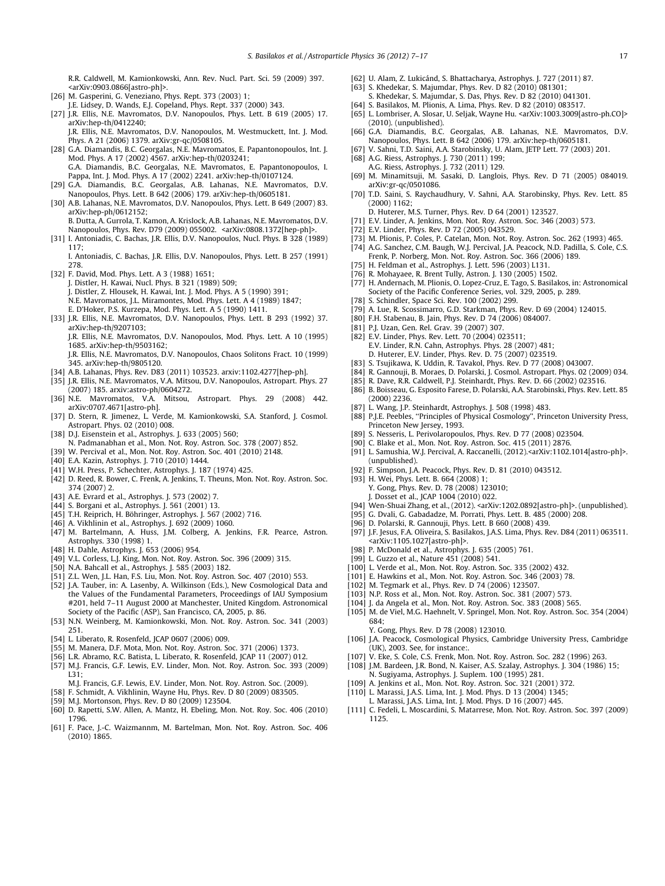R.R. Caldwell, M. Kamionkowski, Ann. Rev. Nucl. Part. Sci. 59 (2009) 397. <arXiv:0903.0866[astro-ph]>.

[26] M. Gasperini, G. Veneziano, Phys. Rept. 373 (2003) 1;
J.E. Lidsey, D. Wands, E.J. Copeland, Phys. Rept. 337 (2000) 343.

[27] J.R. Ellis, N.E. Mavromatos, D.V. Nanopoulos, Phys. Lett. B 619 (2005) 17. arXiv:hep-th/0412240;
J.R. Ellis, N.E. Mavromatos, D.V. Nanopoulos, M. Westmuckett, Int. J. Mod. Phys. A 21 (2006) 1379. arXiv:gr-qc/0508105.

[28] G.A. Diamandis, B.C. Georgalas, N.E. Mavromatos, E. Papantonopoulos, Int. J. Mod. Phys. A 17 (2002) 4567. arXiv:hep-th/0203241;
G.A. Diamandis, B.C. Georgalas, N.E. Mavromatos, E. Papantonopoulos, I. Pappa, Int. J. Mod. Phys. A 17 (2002) 2241. arXiv:hep-th/0107124.

[29] G.A. Diamandis, B.C. Georgalas, A.B. Lahanas, N.E. Mavromatos, D.V. Nanopoulos, Phys. Lett. B 642 (2006) 179. arXiv:hep-th/0605181.

[30] A.B. Lahanas, N.E. Mavromatos, D.V. Nanopoulos, Phys. Lett. B 649 (2007) 83. arXiv:hep-ph/0612152;
B. Dutta, A. Gurrola, T. Kamon, A. Krislock, A.B. Lahanas, N.E. Mavromatos, D.V. Nanopoulos, Phys. Rev. D79 (2009) 055002. <arXiv:0808.1372[hep-ph]>.

[31] I. Antoniadis, C. Bachas, J.R. Ellis, D.V. Nanopoulos, Nucl. Phys. B 328 (1989) 117;
I. Antoniadis, C. Bachas, J.R. Ellis, D.V. Nanopoulos, Phys. Lett. B 257 (1991) 278.

[32] F. David, Mod. Phys. Lett. A 3 (1988) 1651;
J. Distler, H. Kawai, Nucl. Phys. B 321 (1989) 509;
J. Distler, Z. Hlousek, H. Kawai, Int. J. Mod. Phys. A 5 (1990) 391;
N.E. Mavromatos, J.L. Miramontes, Mod. Phys. Lett. A 4 (1989) 1847;
E. D'Hoker, P.S. Kurzepa, Mod. Phys. Lett. A 5 (1990) 1411.

[33] J.R. Ellis, N.E. Mavromatos, D.V. Nanopoulos, Phys. Lett. B 293 (1992) 37. arXiv:hep-th/9207103;
J.R. Ellis, N.E. Mavromatos, D.V. Nanopoulos, Mod. Phys. Lett. A 10 (1995) 1685. arXiv:hep-th/9503162;
J.R. Ellis, N.E. Mavromatos, D.V. Nanopoulos, Chaos Solitons Fract. 10 (1999) 345. arXiv:hep-th/9805120.

[34] A.B. Lahanas, Phys. Rev. D83 (2011) 103523. arxiv:1102.4277[hep-ph].

[35] J.R. Ellis, N.E. Mavromatos, V.A. Mitsou, D.V. Nanopoulos, Astropart. Phys. 27 (2007) 185. arxiv:astro-ph/0604272.

[36] N.E. Mavromatos, V.A. Mitsou, Astropart. Phys. 29 (2008) 442. arXiv:0707.4671[astro-ph].

[37] D. Stern, R. Jimenez, L. Verde, M. Kamionkowski, S.A. Stanford, J. Cosmol. Astropart. Phys. 02 (2010) 008.

[38] D.J. Eisenstein et al., Astrophys. J. 633 (2005) 560;
N. Padmanabhan et al., Mon. Not. Roy. Astron. Soc. 378 (2007) 852.

[39] W. Percival et al., Mon. Not. Roy. Astron. Soc. 401 (2010) 2148.

[40] E.A. Kazin, Astrophys. J. 710 (2010) 1444.

[41] W.H. Press, P. Schechter, Astrophys. J. 187 (1974) 425.

[42] D. Reed, R. Bower, C. Frenk, A. Jenkins, T. Theuns, Mon. Not. Roy. Astron. Soc. 374 (2007) 2.

[43] A.E. Evrard et al., Astrophys. J. 573 (2002) 7.

[44] S. Borgani et al., Astrophys. J. 561 (2001) 13.

[45] T.H. Reiprich, H. Böhringer, Astrophys. J. 567 (2002) 716.

[46] A. Vikhlinin et al., Astrophys. J. 692 (2009) 1060.

[47] M. Bartelmann, A. Huss, J.M. Colberg, A. Jenkins, F.R. Pearce, Astron. Astrophys. 330 (1998) 1.

[48] H. Dahle, Astrophys. J. 653 (2006) 954.

[49] V.L. Corless, L.J. King, Mon. Not. Roy. Astron. Soc. 396 (2009) 315.

[50] N.A. Bahcall et al., Astrophys. J. 585 (2003) 182.

[51] Z.L. Wen, J.L. Han, F.S. Liu, Mon. Not. Roy. Astron. Soc. 407 (2010) 553.

[52] J.A. Tauber, in: A. Lasenby, A. Wilkinson (Eds.), New Cosmological Data and the Values of the Fundamental Parameters, Proceedings of IAU Symposium #201, held 7–11 August 2000 at Manchester, United Kingdom. Astronomical Society of the Pacific (ASP), San Francisco, CA, 2005, p. 86.

[53] N.N. Weinberg, M. Kamionkowski, Mon. Not. Roy. Astron. Soc. 341 (2003) 251.

[54] L. Liberato, R. Rosenfeld, JCAP 0607 (2006) 009.

[55] M. Manera, D.F. Mota, Mon. Not. Roy. Astron. Soc. 371 (2006) 1373.

[56] L.R. Abramo, R.C. Batista, L. Liberato, R. Rosenfeld, JCAP 11 (2007) 012.

[57] M.J. Francis, G.F. Lewis, E.V. Linder, Mon. Not. Roy. Astron. Soc. 393 (2009) L31;
M.J. Francis, G.F. Lewis, E.V. Linder, Mon. Not. Roy. Astron. Soc. (2009).

[58] F. Schmidt, A. Vikhlinin, Wayne Hu, Phys. Rev. D 80 (2009) 083505.

[59] M.J. Mortonson, Phys. Rev. D 80 (2009) 123504.

[60] D. Rapetti, S.W. Allen, A. Mantz, H. Ebeling, Mon. Not. Roy. Soc. 406 (2010) 1796.

[61] F. Pace, J.-C. Waizmannm, M. Bartelman, Mon. Not. Roy. Astron. Soc. 406 (2010) 1865.

[62] U. Alam, Z. Lukicánd, S. Bhattacharya, Astrophys. J. 727 (2011) 87.

[63] S. Khedekar, S. Majumdar, Phys. Rev. D 82 (2010) 081301;
S. Khedekar, S. Majumdar, S. Das, Phys. Rev. D 82 (2010) 041301.

[64] S. Basilakos, M. Plionis, A. Lima, Phys. Rev. D 82 (2010) 083517.

[65] L. Lombriser, A. Slosar, U. Seljak, Wayne Hu. <arXiv:1003.3009[astro-ph.CO]> (2010). (unpublished).

[66] G.A. Diamandis, B.C. Georgalas, A.B. Lahanas, N.E. Mavromatos, D.V. Nanopoulos, Phys. Lett. B 642 (2006) 179. arXiv:hep-th/0605181.

[67] V. Sahni, T.D. Saini, A.A. Starobinsky, U. Alam, JETP Lett. 77 (2003) 201.

[68] A.G. Riess, Astrophys. J. 730 (2011) 199;
A.G. Riess, Astrophys. J. 732 (2011) 129.

[69] M. Minamitsuji, M. Sasaki, D. Langlois, Phys. Rev. D 71 (2005) 084019. arXiv:gr-qc/0501086.

[70] T.D. Saini, S. Raychaudhury, V. Sahni, A.A. Starobinsky, Phys. Rev. Lett. 85 (2000) 1162;
D. Huterer, M.S. Turner, Phys. Rev. D 64 (2001) 123527.

[71] E.V. Linder, A. Jenkins, Mon. Not. Roy. Astron. Soc. 346 (2003) 573.

[72] E.V. Linder, Phys. Rev. D 72 (2005) 043529.

[73] M. Plionis, P. Coles, P. Catelan, Mon. Not. Roy. Astron. Soc. 262 (1993) 465.

[74] A.G. Sanchez, C.M. Baugh, W.J. Percival, J.A. Peacock, N.D. Padilla, S. Cole, C.S. Frenk, P. Norberg, Mon. Not. Roy. Astron. Soc. 366 (2006) 189.

[75] H. Feldman et al., Astrophys. J. Lett. 596 (2003) L131.

[76] R. Mohayaee, R. Brent Tully, Astron. J. 130 (2005) 1502.

[77] H. Andernach, M. Plionis, O. Lopez-Cruz, E. Tago, S. Basilakos, in: Astronomical Society of the Pacific Conference Series, vol. 329, 2005, p. 289.

[78] S. Schindler, Space Sci. Rev. 100 (2002) 299.

[79] A. Lue, R. Scossimarro, G.D. Starkman, Phys. Rev. D 69 (2004) 124015.

[80] F.H. Stabenau, B. Jain, Phys. Rev. D 74 (2006) 084007.

[81] P.J. Uzan, Gen. Rel. Grav. 39 (2007) 307.

[82] E.V. Linder, Phys. Rev. Lett. 70 (2004) 023511;
E.V. Linder, R.N. Cahn, Astrophys. Phys. 28 (2007) 481;
D. Huterer, E.V. Linder, Phys. Rev. D. 75 (2007) 023519.

[83] S. Tsujikawa, K. Uddin, R. Tavakol, Phys. Rev. D 77 (2008) 043007.

[84] R. Gannouji, B. Moraes, D. Polarski, J. Cosmol. Astropart. Phys. 02 (2009) 034.

[85] R. Dave, R.R. Caldwell, P.J. Steinhardt, Phys. Rev. D. 66 (2002) 023516.

[86] B. Boisseau, G. Esposito Farese, D. Polarski, A.A. Starobinski, Phys. Rev. Lett. 85 (2000) 2236.

[87] L. Wang, J.P. Steinhardt, Astrophys. J. 508 (1998) 483.

[88] P.J.E. Peebles, "Principles of Physical Cosmology", Princeton University Press, Princeton New Jersey, 1993.

[89] S. Nesseris, L. Perivolaropoulos, Phys. Rev. D 77 (2008) 023504.

[90] C. Blake et al., Mon. Not. Roy. Astron. Soc. 415 (2011) 2876.

[91] L. Samushia, W.J. Percival, A. Raccanelli, (2012).<arXiv:1102.1014[astro-ph]>. (unpublished).

[92] F. Simpson, J.A. Peacock, Phys. Rev. D. 81 (2010) 043512.

[93] H. Wei, Phys. Lett. B. 664 (2008) 1;
Y. Gong, Phys. Rev. D. 78 (2008) 123010;
J. Dosset et al., JCAP 1004 (2010) 022.

[94] Wen-Shuai Zhang, et al., (2012). <arXiv:1202.0892[astro-ph]>. (unpublished).

[95] G. Dvali, G. Gabadadze, M. Porrati, Phys. Lett. B. 485 (2000) 208.

[96] D. Polarski, R. Gannouji, Phys. Lett. B 660 (2008) 439.

[97] J.F. Jesus, F.A. Oliveira, S. Basilakos, J.A.S. Lima, Phys. Rev. D84 (2011) 063511. <arXiv:1105.1027[astro-ph]>.

[98] P. McDonald et al., Astrophys. J. 635 (2005) 761.

[99] L. Guzzo et al., Nature 451 (2008) 541.

[100] L. Verde et al., Mon. Not. Roy. Astron. Soc. 335 (2002) 432.

[101] E. Hawkins et al., Mon. Not. Roy. Astron. Soc. 346 (2003) 78.

[102] M. Tegmark et al., Phys. Rev. D 74 (2006) 123507.

[103] N.P. Ross et al., Mon. Not. Roy. Astron. Soc. 381 (2007) 573.

[104] J. da Angela et al., Mon. Not. Roy. Astron. Soc. 383 (2008) 565.

[105] M. de Viel, M.G. Haehnelt, V. Springel, Mon. Not. Roy. Astron. Soc. 354 (2004) 684;
Y. Gong, Phys. Rev. D 78 (2008) 123010.

[106] J.A. Peacock, Cosmological Physics, Cambridge University Press, Cambridge (UK), 2003. See, for instance:.

[107] V. Eke, S. Cole, C.S. Frenk, Mon. Not. Roy. Astron. Soc. 282 (1996) 263.

[108] J.M. Bardeen, J.R. Bond, N. Kaiser, A.S. Szalay, Astrophys. J. 304 (1986) 15;
N. Sugiyama, Astrophys. J. Suplem. 100 (1995) 281.

[109] A. Jenkins et al., Mon. Not. Roy. Astron. Soc. 321 (2001) 372.

[110] L. Marassi, J.A.S. Lima, Int. J. Mod. Phys. D 13 (2004) 1345;
L. Marassi, J.A.S. Lima, Int. J. Mod. Phys. D 16 (2007) 445.

[111] C. Fedeli, L. Moscardini, S. Matarrese, Mon. Not. Roy. Astron. Soc. 397 (2009) 1125.